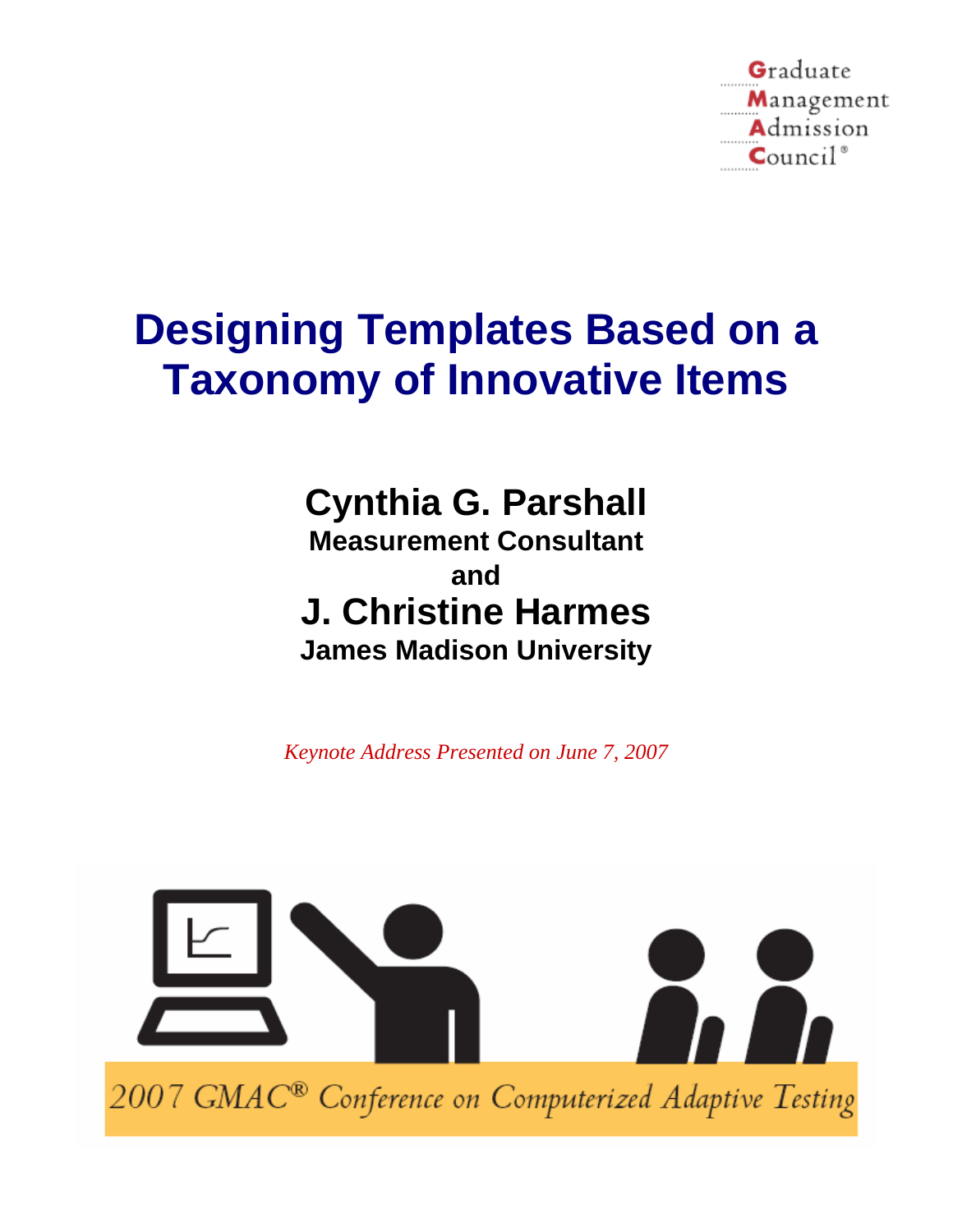Graduate Management Admission Council®

# Designing Templates Based on a Taxonomy of Innovative Items

**Cynthia G. Parshall**
**Measurement Consultant**
**and**
**J. Christine Harmes**
**James Madison University**

*Keynote Address Presented on June 7, 2007*

2007 GMAC® Conference on Computerized Adaptive Testing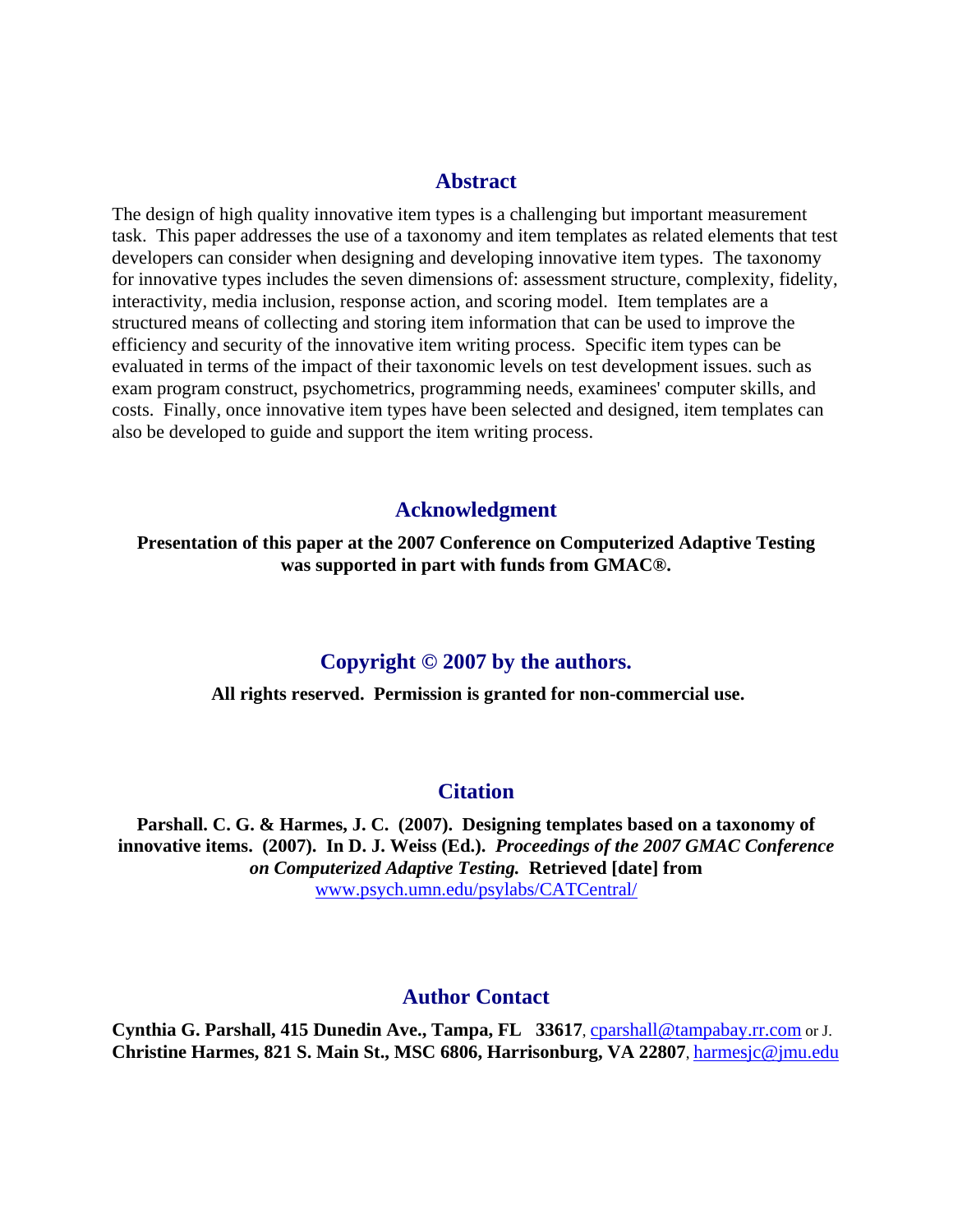## Abstract

The design of high quality innovative item types is a challenging but important measurement task. This paper addresses the use of a taxonomy and item templates as related elements that test developers can consider when designing and developing innovative item types. The taxonomy for innovative types includes the seven dimensions of: assessment structure, complexity, fidelity, interactivity, media inclusion, response action, and scoring model. Item templates are a structured means of collecting and storing item information that can be used to improve the efficiency and security of the innovative item writing process. Specific item types can be evaluated in terms of the impact of their taxonomic levels on test development issues. such as exam program construct, psychometrics, programming needs, examinees' computer skills, and costs. Finally, once innovative item types have been selected and designed, item templates can also be developed to guide and support the item writing process.

## Acknowledgment

**Presentation of this paper at the 2007 Conference on Computerized Adaptive Testing was supported in part with funds from GMAC®.**

## Copyright © 2007 by the authors.

**All rights reserved. Permission is granted for non-commercial use.**

## Citation

**Parshall. C. G. & Harmes, J. C. (2007). Designing templates based on a taxonomy of innovative items. (2007). In D. J. Weiss (Ed.).** ***Proceedings of the 2007 GMAC Conference on Computerized Adaptive Testing.*** **Retrieved [date] from** www.psych.umn.edu/psylabs/CATCentral/

## Author Contact

**Cynthia G. Parshall, 415 Dunedin Ave., Tampa, FL 33617**, cparshall@tampabay.rr.com or J. **Christine Harmes, 821 S. Main St., MSC 6806, Harrisonburg, VA 22807**, harmesjc@jmu.edu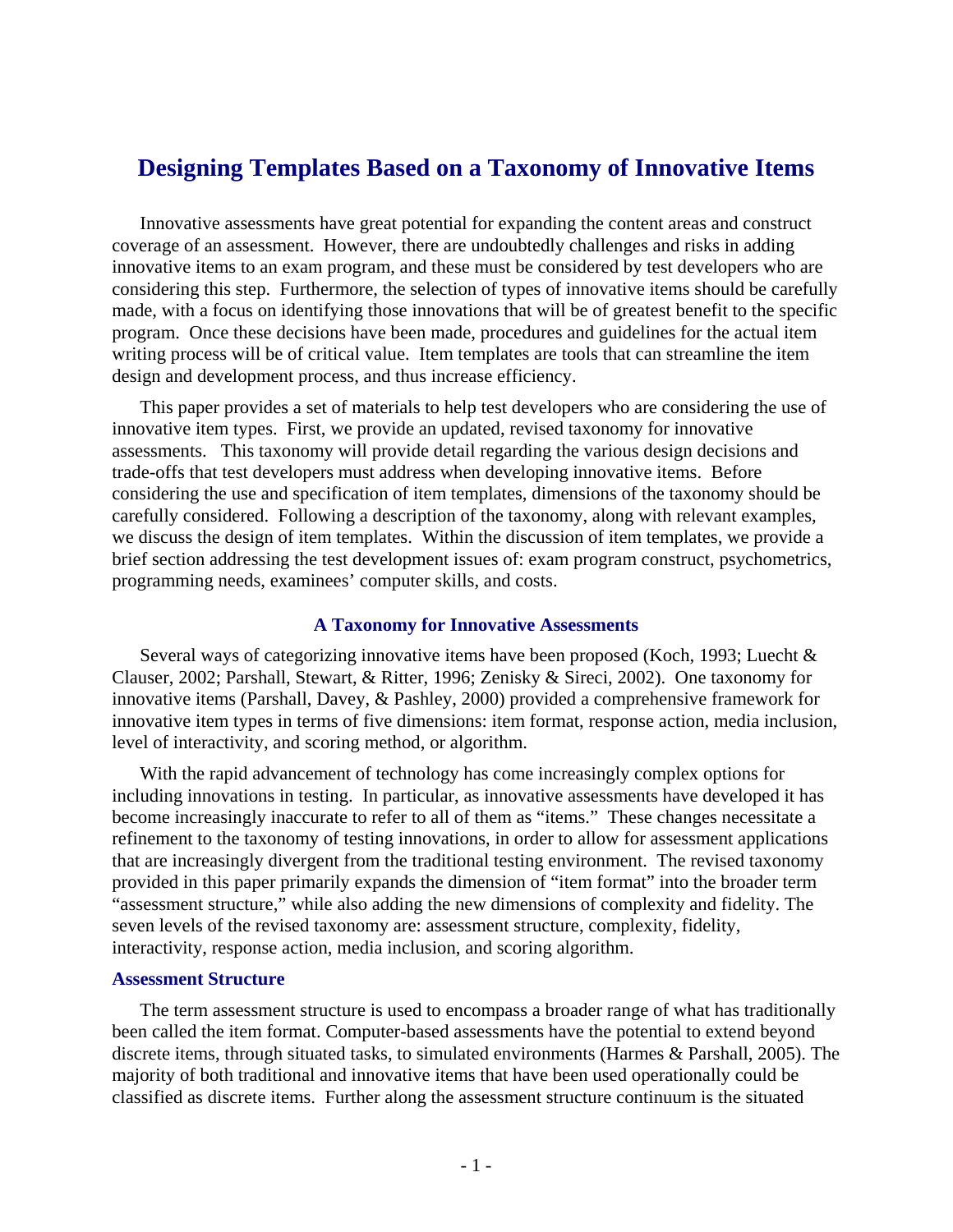# Designing Templates Based on a Taxonomy of Innovative Items

Innovative assessments have great potential for expanding the content areas and construct coverage of an assessment. However, there are undoubtedly challenges and risks in adding innovative items to an exam program, and these must be considered by test developers who are considering this step. Furthermore, the selection of types of innovative items should be carefully made, with a focus on identifying those innovations that will be of greatest benefit to the specific program. Once these decisions have been made, procedures and guidelines for the actual item writing process will be of critical value. Item templates are tools that can streamline the item design and development process, and thus increase efficiency.

This paper provides a set of materials to help test developers who are considering the use of innovative item types. First, we provide an updated, revised taxonomy for innovative assessments. This taxonomy will provide detail regarding the various design decisions and trade-offs that test developers must address when developing innovative items. Before considering the use and specification of item templates, dimensions of the taxonomy should be carefully considered. Following a description of the taxonomy, along with relevant examples, we discuss the design of item templates. Within the discussion of item templates, we provide a brief section addressing the test development issues of: exam program construct, psychometrics, programming needs, examinees' computer skills, and costs.

## A Taxonomy for Innovative Assessments

Several ways of categorizing innovative items have been proposed (Koch, 1993; Luecht & Clauser, 2002; Parshall, Stewart, & Ritter, 1996; Zenisky & Sireci, 2002). One taxonomy for innovative items (Parshall, Davey, & Pashley, 2000) provided a comprehensive framework for innovative item types in terms of five dimensions: item format, response action, media inclusion, level of interactivity, and scoring method, or algorithm.

With the rapid advancement of technology has come increasingly complex options for including innovations in testing. In particular, as innovative assessments have developed it has become increasingly inaccurate to refer to all of them as "items." These changes necessitate a refinement to the taxonomy of testing innovations, in order to allow for assessment applications that are increasingly divergent from the traditional testing environment. The revised taxonomy provided in this paper primarily expands the dimension of "item format" into the broader term "assessment structure," while also adding the new dimensions of complexity and fidelity. The seven levels of the revised taxonomy are: assessment structure, complexity, fidelity, interactivity, response action, media inclusion, and scoring algorithm.

### Assessment Structure

The term assessment structure is used to encompass a broader range of what has traditionally been called the item format. Computer-based assessments have the potential to extend beyond discrete items, through situated tasks, to simulated environments (Harmes & Parshall, 2005). The majority of both traditional and innovative items that have been used operationally could be classified as discrete items. Further along the assessment structure continuum is the situated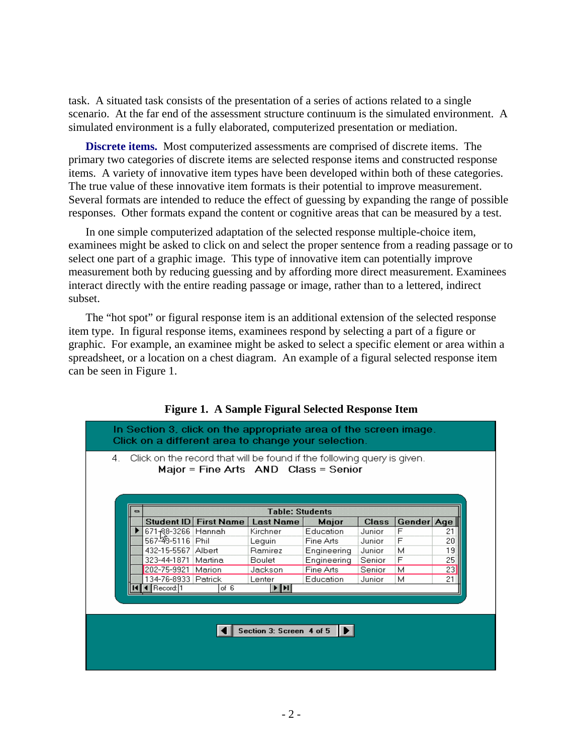task. A situated task consists of the presentation of a series of actions related to a single scenario. At the far end of the assessment structure continuum is the simulated environment. A simulated environment is a fully elaborated, computerized presentation or mediation.

**Discrete items.** Most computerized assessments are comprised of discrete items. The primary two categories of discrete items are selected response items and constructed response items. A variety of innovative item types have been developed within both of these categories. The true value of these innovative item formats is their potential to improve measurement. Several formats are intended to reduce the effect of guessing by expanding the range of possible responses. Other formats expand the content or cognitive areas that can be measured by a test.

In one simple computerized adaptation of the selected response multiple-choice item, examinees might be asked to click on and select the proper sentence from a reading passage or to select one part of a graphic image. This type of innovative item can potentially improve measurement both by reducing guessing and by affording more direct measurement. Examinees interact directly with the entire reading passage or image, rather than to a lettered, indirect subset.

The "hot spot" or figural response item is an additional extension of the selected response item type. In figural response items, examinees respond by selecting a part of a figure or graphic. For example, an examinee might be asked to select a specific element or area within a spreadsheet, or a location on a chest diagram. An example of a figural selected response item can be seen in Figure 1.

**Figure 1. A Sample Figural Selected Response Item**

In Section 3, click on the appropriate area of the screen image.
Click on a different area to change your selection.

4. Click on the record that will be found if the following query is given.
   **Major = Fine Arts AND Class = Senior**

**Table: Students**

| Student ID | First Name | Last Name | Major | Class | Gender | Age |
|---|---|---|---|---|---|---|
| 671-88-3266 | Hannah | Kirchner | Education | Junior | F | 21 |
| 567-43-5116 | Phil | Lequin | Fine Arts | Junior | F | 20 |
| 432-15-5567 | Albert | Ramirez | Engineering | Junior | M | 19 |
| 323-44-1871 | Martina | Boulet | Engineering | Senior | F | 25 |
| 202-75-9921 | Marion | Jackson | Fine Arts | Senior | M | 23 |
| 134-76-8933 | Patrick | Lenter | Education | Junior | M | 21 |

Record: 1 of 6

Section 3: Screen 4 of 5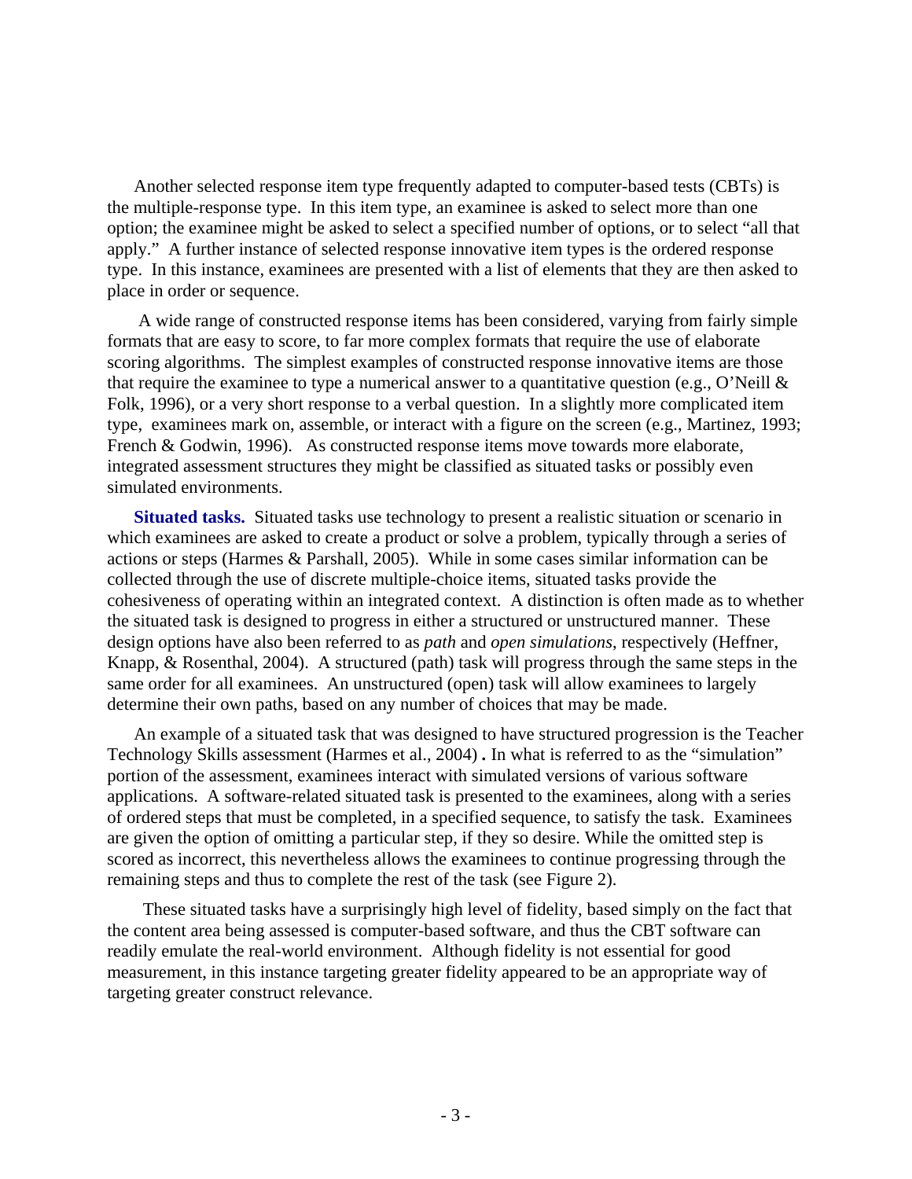Another selected response item type frequently adapted to computer-based tests (CBTs) is the multiple-response type. In this item type, an examinee is asked to select more than one option; the examinee might be asked to select a specified number of options, or to select "all that apply." A further instance of selected response innovative item types is the ordered response type. In this instance, examinees are presented with a list of elements that they are then asked to place in order or sequence.

A wide range of constructed response items has been considered, varying from fairly simple formats that are easy to score, to far more complex formats that require the use of elaborate scoring algorithms. The simplest examples of constructed response innovative items are those that require the examinee to type a numerical answer to a quantitative question (e.g., O'Neill & Folk, 1996), or a very short response to a verbal question. In a slightly more complicated item type, examinees mark on, assemble, or interact with a figure on the screen (e.g., Martinez, 1993; French & Godwin, 1996). As constructed response items move towards more elaborate, integrated assessment structures they might be classified as situated tasks or possibly even simulated environments.

**Situated tasks.** Situated tasks use technology to present a realistic situation or scenario in which examinees are asked to create a product or solve a problem, typically through a series of actions or steps (Harmes & Parshall, 2005). While in some cases similar information can be collected through the use of discrete multiple-choice items, situated tasks provide the cohesiveness of operating within an integrated context. A distinction is often made as to whether the situated task is designed to progress in either a structured or unstructured manner. These design options have also been referred to as *path* and *open simulations*, respectively (Heffner, Knapp, & Rosenthal, 2004). A structured (path) task will progress through the same steps in the same order for all examinees. An unstructured (open) task will allow examinees to largely determine their own paths, based on any number of choices that may be made.

An example of a situated task that was designed to have structured progression is the Teacher Technology Skills assessment (Harmes et al., 2004) **.** In what is referred to as the "simulation" portion of the assessment, examinees interact with simulated versions of various software applications. A software-related situated task is presented to the examinees, along with a series of ordered steps that must be completed, in a specified sequence, to satisfy the task. Examinees are given the option of omitting a particular step, if they so desire. While the omitted step is scored as incorrect, this nevertheless allows the examinees to continue progressing through the remaining steps and thus to complete the rest of the task (see Figure 2).

These situated tasks have a surprisingly high level of fidelity, based simply on the fact that the content area being assessed is computer-based software, and thus the CBT software can readily emulate the real-world environment. Although fidelity is not essential for good measurement, in this instance targeting greater fidelity appeared to be an appropriate way of targeting greater construct relevance.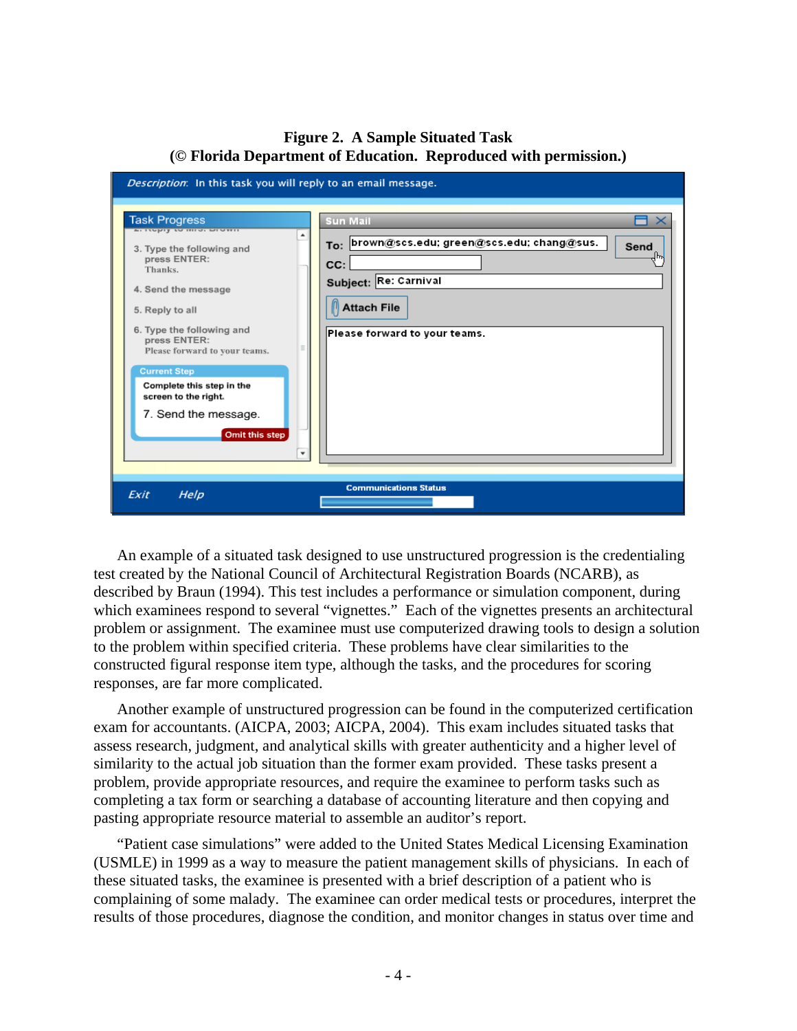**Figure 2. A Sample Situated Task**
**(© Florida Department of Education. Reproduced with permission.)**

An example of a situated task designed to use unstructured progression is the credentialing test created by the National Council of Architectural Registration Boards (NCARB), as described by Braun (1994). This test includes a performance or simulation component, during which examinees respond to several "vignettes." Each of the vignettes presents an architectural problem or assignment. The examinee must use computerized drawing tools to design a solution to the problem within specified criteria. These problems have clear similarities to the constructed figural response item type, although the tasks, and the procedures for scoring responses, are far more complicated.

Another example of unstructured progression can be found in the computerized certification exam for accountants. (AICPA, 2003; AICPA, 2004). This exam includes situated tasks that assess research, judgment, and analytical skills with greater authenticity and a higher level of similarity to the actual job situation than the former exam provided. These tasks present a problem, provide appropriate resources, and require the examinee to perform tasks such as completing a tax form or searching a database of accounting literature and then copying and pasting appropriate resource material to assemble an auditor's report.

"Patient case simulations" were added to the United States Medical Licensing Examination (USMLE) in 1999 as a way to measure the patient management skills of physicians. In each of these situated tasks, the examinee is presented with a brief description of a patient who is complaining of some malady. The examinee can order medical tests or procedures, interpret the results of those procedures, diagnose the condition, and monitor changes in status over time and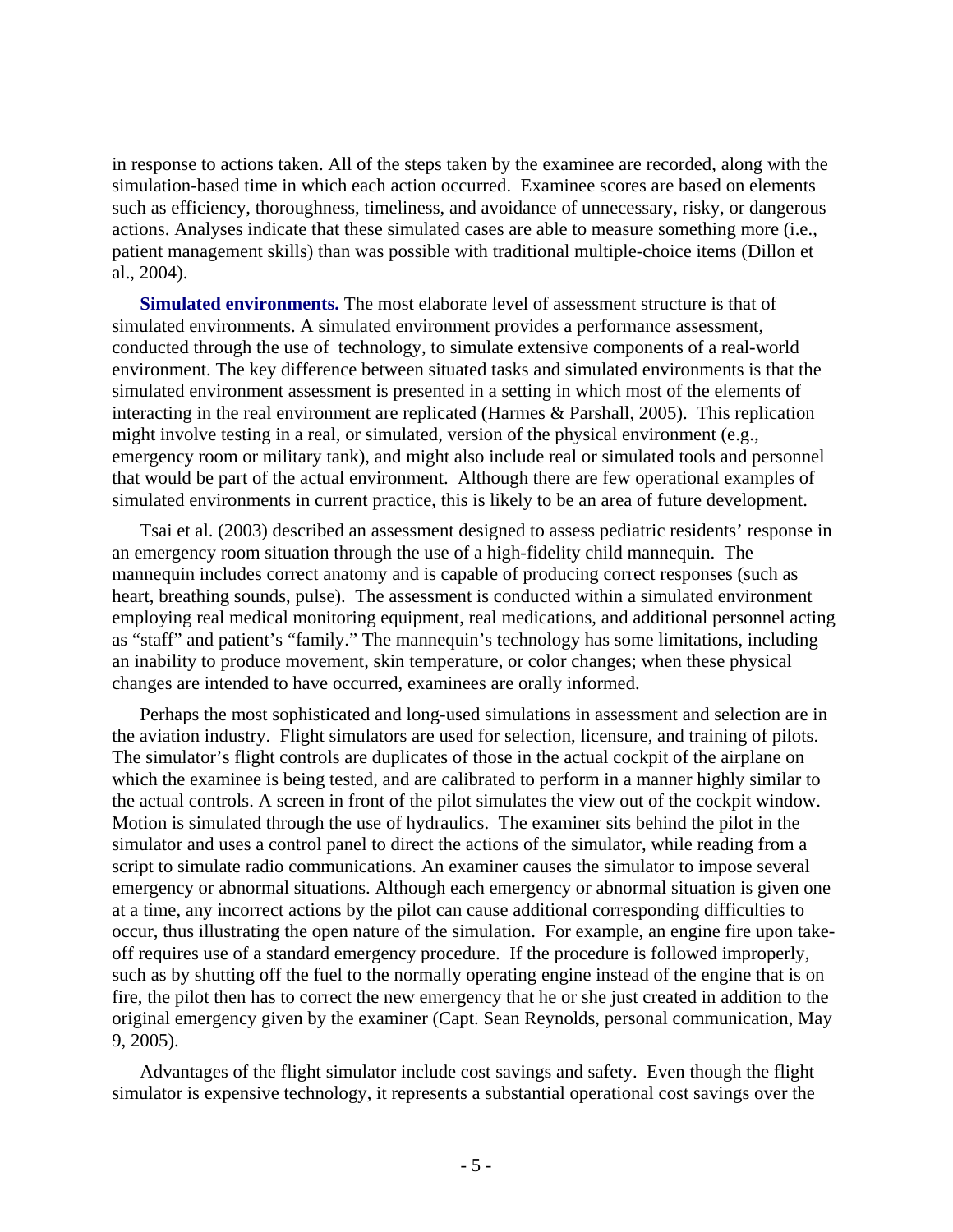in response to actions taken. All of the steps taken by the examinee are recorded, along with the simulation-based time in which each action occurred. Examinee scores are based on elements such as efficiency, thoroughness, timeliness, and avoidance of unnecessary, risky, or dangerous actions. Analyses indicate that these simulated cases are able to measure something more (i.e., patient management skills) than was possible with traditional multiple-choice items (Dillon et al., 2004).

**Simulated environments.** The most elaborate level of assessment structure is that of simulated environments. A simulated environment provides a performance assessment, conducted through the use of technology, to simulate extensive components of a real-world environment. The key difference between situated tasks and simulated environments is that the simulated environment assessment is presented in a setting in which most of the elements of interacting in the real environment are replicated (Harmes & Parshall, 2005). This replication might involve testing in a real, or simulated, version of the physical environment (e.g., emergency room or military tank), and might also include real or simulated tools and personnel that would be part of the actual environment. Although there are few operational examples of simulated environments in current practice, this is likely to be an area of future development.

Tsai et al. (2003) described an assessment designed to assess pediatric residents' response in an emergency room situation through the use of a high-fidelity child mannequin. The mannequin includes correct anatomy and is capable of producing correct responses (such as heart, breathing sounds, pulse). The assessment is conducted within a simulated environment employing real medical monitoring equipment, real medications, and additional personnel acting as "staff" and patient's "family." The mannequin's technology has some limitations, including an inability to produce movement, skin temperature, or color changes; when these physical changes are intended to have occurred, examinees are orally informed.

Perhaps the most sophisticated and long-used simulations in assessment and selection are in the aviation industry. Flight simulators are used for selection, licensure, and training of pilots. The simulator's flight controls are duplicates of those in the actual cockpit of the airplane on which the examinee is being tested, and are calibrated to perform in a manner highly similar to the actual controls. A screen in front of the pilot simulates the view out of the cockpit window. Motion is simulated through the use of hydraulics. The examiner sits behind the pilot in the simulator and uses a control panel to direct the actions of the simulator, while reading from a script to simulate radio communications. An examiner causes the simulator to impose several emergency or abnormal situations. Although each emergency or abnormal situation is given one at a time, any incorrect actions by the pilot can cause additional corresponding difficulties to occur, thus illustrating the open nature of the simulation. For example, an engine fire upon take-off requires use of a standard emergency procedure. If the procedure is followed improperly, such as by shutting off the fuel to the normally operating engine instead of the engine that is on fire, the pilot then has to correct the new emergency that he or she just created in addition to the original emergency given by the examiner (Capt. Sean Reynolds, personal communication, May 9, 2005).

Advantages of the flight simulator include cost savings and safety. Even though the flight simulator is expensive technology, it represents a substantial operational cost savings over the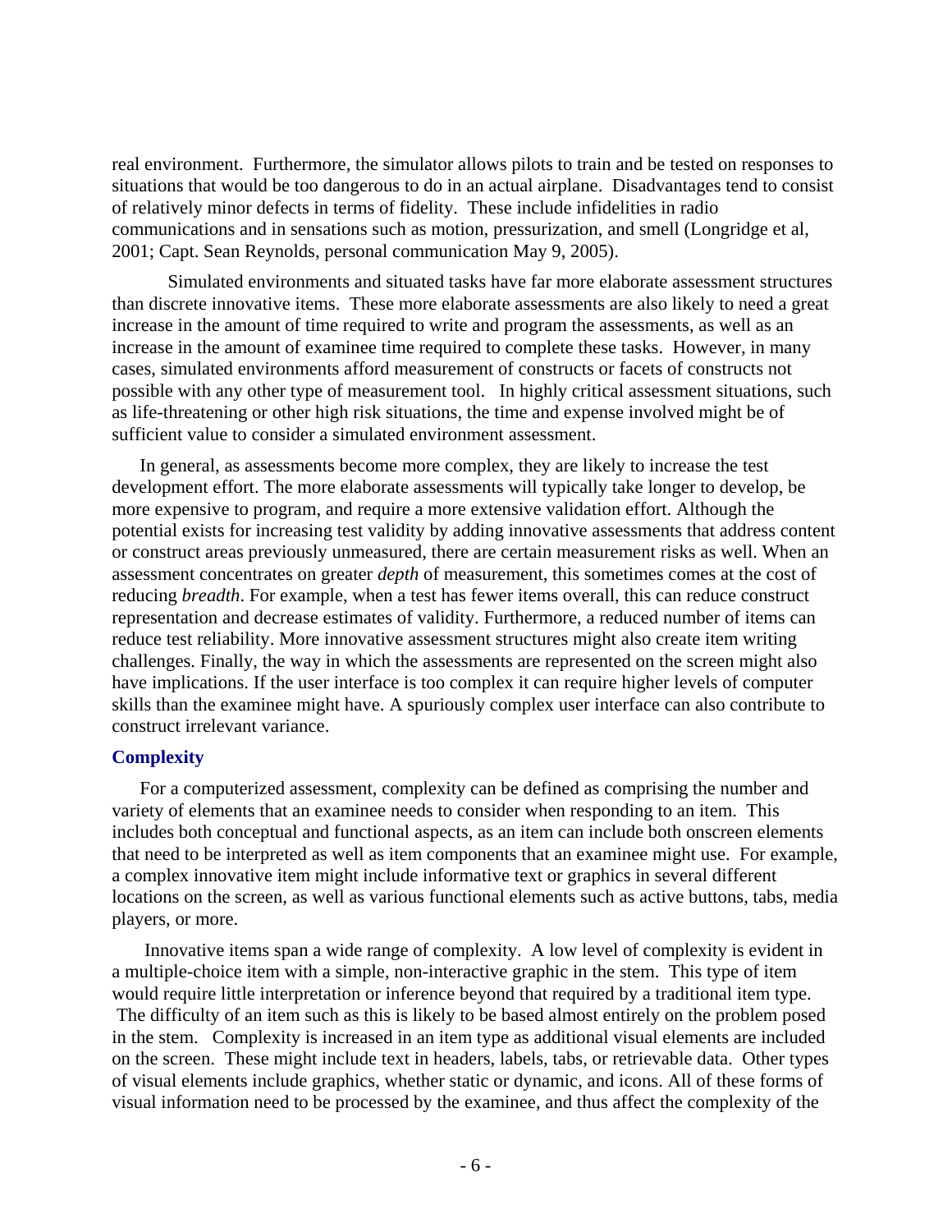real environment. Furthermore, the simulator allows pilots to train and be tested on responses to situations that would be too dangerous to do in an actual airplane. Disadvantages tend to consist of relatively minor defects in terms of fidelity. These include infidelities in radio communications and in sensations such as motion, pressurization, and smell (Longridge et al, 2001; Capt. Sean Reynolds, personal communication May 9, 2005).

Simulated environments and situated tasks have far more elaborate assessment structures than discrete innovative items. These more elaborate assessments are also likely to need a great increase in the amount of time required to write and program the assessments, as well as an increase in the amount of examinee time required to complete these tasks. However, in many cases, simulated environments afford measurement of constructs or facets of constructs not possible with any other type of measurement tool. In highly critical assessment situations, such as life-threatening or other high risk situations, the time and expense involved might be of sufficient value to consider a simulated environment assessment.

In general, as assessments become more complex, they are likely to increase the test development effort. The more elaborate assessments will typically take longer to develop, be more expensive to program, and require a more extensive validation effort. Although the potential exists for increasing test validity by adding innovative assessments that address content or construct areas previously unmeasured, there are certain measurement risks as well. When an assessment concentrates on greater *depth* of measurement, this sometimes comes at the cost of reducing *breadth*. For example, when a test has fewer items overall, this can reduce construct representation and decrease estimates of validity. Furthermore, a reduced number of items can reduce test reliability. More innovative assessment structures might also create item writing challenges. Finally, the way in which the assessments are represented on the screen might also have implications. If the user interface is too complex it can require higher levels of computer skills than the examinee might have. A spuriously complex user interface can also contribute to construct irrelevant variance.

### Complexity

For a computerized assessment, complexity can be defined as comprising the number and variety of elements that an examinee needs to consider when responding to an item. This includes both conceptual and functional aspects, as an item can include both onscreen elements that need to be interpreted as well as item components that an examinee might use. For example, a complex innovative item might include informative text or graphics in several different locations on the screen, as well as various functional elements such as active buttons, tabs, media players, or more.

Innovative items span a wide range of complexity. A low level of complexity is evident in a multiple-choice item with a simple, non-interactive graphic in the stem. This type of item would require little interpretation or inference beyond that required by a traditional item type. The difficulty of an item such as this is likely to be based almost entirely on the problem posed in the stem. Complexity is increased in an item type as additional visual elements are included on the screen. These might include text in headers, labels, tabs, or retrievable data. Other types of visual elements include graphics, whether static or dynamic, and icons. All of these forms of visual information need to be processed by the examinee, and thus affect the complexity of the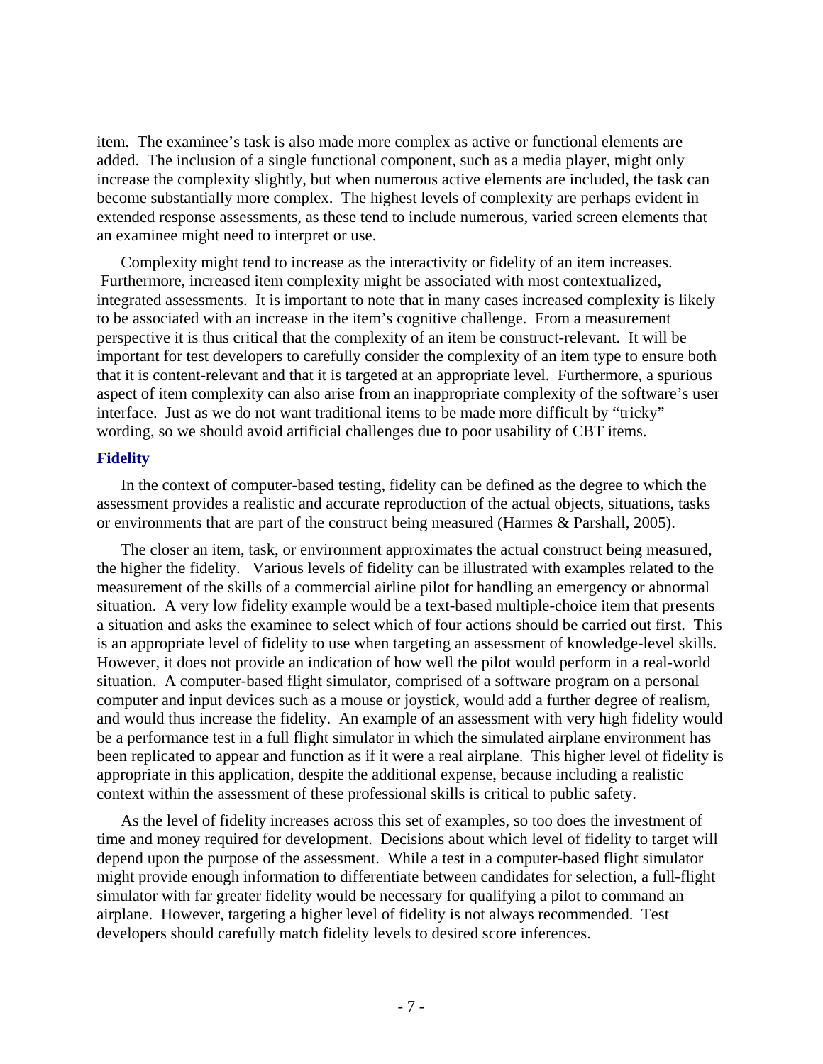item. The examinee's task is also made more complex as active or functional elements are added. The inclusion of a single functional component, such as a media player, might only increase the complexity slightly, but when numerous active elements are included, the task can become substantially more complex. The highest levels of complexity are perhaps evident in extended response assessments, as these tend to include numerous, varied screen elements that an examinee might need to interpret or use.

Complexity might tend to increase as the interactivity or fidelity of an item increases. Furthermore, increased item complexity might be associated with most contextualized, integrated assessments. It is important to note that in many cases increased complexity is likely to be associated with an increase in the item's cognitive challenge. From a measurement perspective it is thus critical that the complexity of an item be construct-relevant. It will be important for test developers to carefully consider the complexity of an item type to ensure both that it is content-relevant and that it is targeted at an appropriate level. Furthermore, a spurious aspect of item complexity can also arise from an inappropriate complexity of the software's user interface. Just as we do not want traditional items to be made more difficult by "tricky" wording, so we should avoid artificial challenges due to poor usability of CBT items.

### Fidelity

In the context of computer-based testing, fidelity can be defined as the degree to which the assessment provides a realistic and accurate reproduction of the actual objects, situations, tasks or environments that are part of the construct being measured (Harmes & Parshall, 2005).

The closer an item, task, or environment approximates the actual construct being measured, the higher the fidelity. Various levels of fidelity can be illustrated with examples related to the measurement of the skills of a commercial airline pilot for handling an emergency or abnormal situation. A very low fidelity example would be a text-based multiple-choice item that presents a situation and asks the examinee to select which of four actions should be carried out first. This is an appropriate level of fidelity to use when targeting an assessment of knowledge-level skills. However, it does not provide an indication of how well the pilot would perform in a real-world situation. A computer-based flight simulator, comprised of a software program on a personal computer and input devices such as a mouse or joystick, would add a further degree of realism, and would thus increase the fidelity. An example of an assessment with very high fidelity would be a performance test in a full flight simulator in which the simulated airplane environment has been replicated to appear and function as if it were a real airplane. This higher level of fidelity is appropriate in this application, despite the additional expense, because including a realistic context within the assessment of these professional skills is critical to public safety.

As the level of fidelity increases across this set of examples, so too does the investment of time and money required for development. Decisions about which level of fidelity to target will depend upon the purpose of the assessment. While a test in a computer-based flight simulator might provide enough information to differentiate between candidates for selection, a full-flight simulator with far greater fidelity would be necessary for qualifying a pilot to command an airplane. However, targeting a higher level of fidelity is not always recommended. Test developers should carefully match fidelity levels to desired score inferences.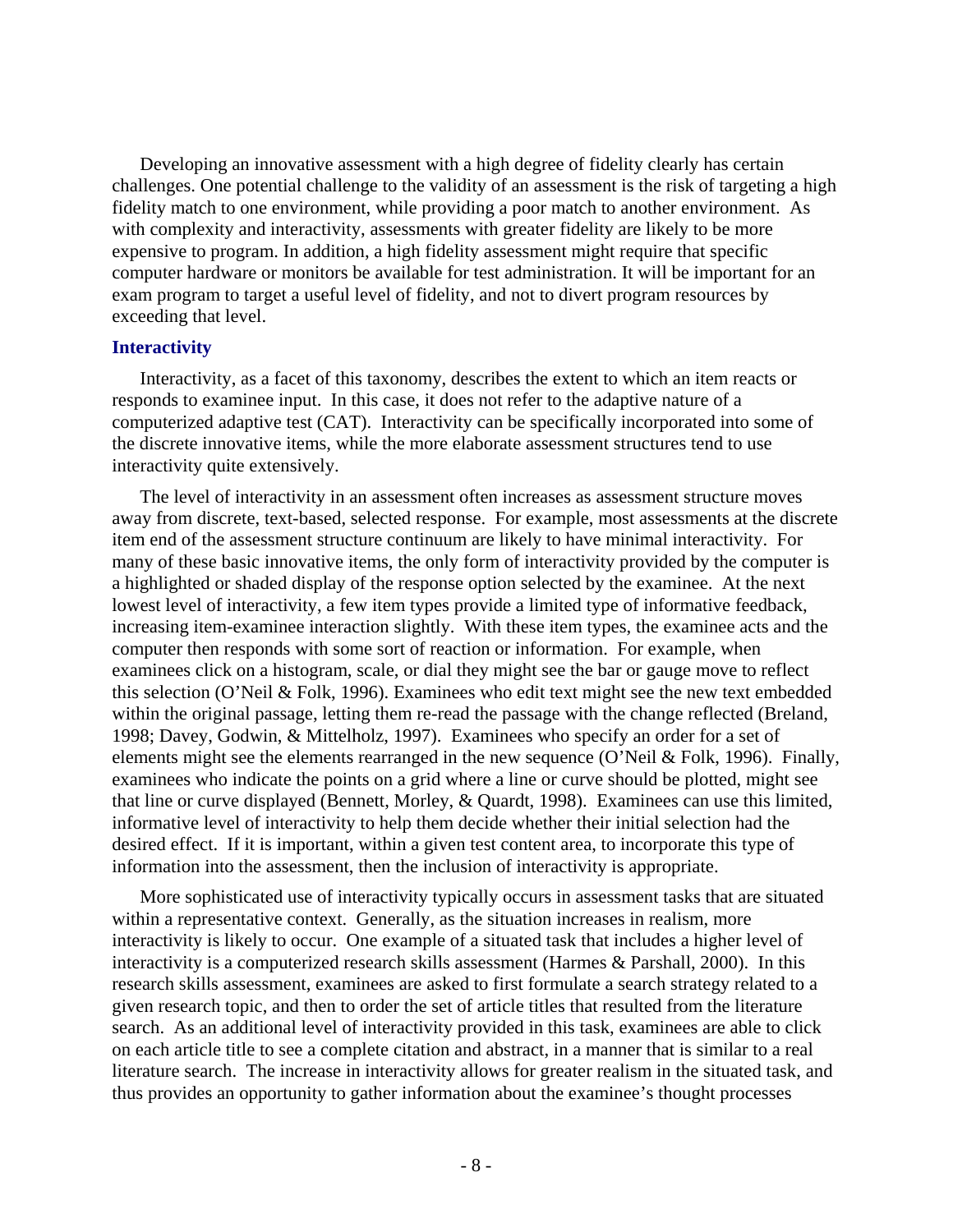Developing an innovative assessment with a high degree of fidelity clearly has certain challenges. One potential challenge to the validity of an assessment is the risk of targeting a high fidelity match to one environment, while providing a poor match to another environment. As with complexity and interactivity, assessments with greater fidelity are likely to be more expensive to program. In addition, a high fidelity assessment might require that specific computer hardware or monitors be available for test administration. It will be important for an exam program to target a useful level of fidelity, and not to divert program resources by exceeding that level.

### Interactivity

Interactivity, as a facet of this taxonomy, describes the extent to which an item reacts or responds to examinee input. In this case, it does not refer to the adaptive nature of a computerized adaptive test (CAT). Interactivity can be specifically incorporated into some of the discrete innovative items, while the more elaborate assessment structures tend to use interactivity quite extensively.

The level of interactivity in an assessment often increases as assessment structure moves away from discrete, text-based, selected response. For example, most assessments at the discrete item end of the assessment structure continuum are likely to have minimal interactivity. For many of these basic innovative items, the only form of interactivity provided by the computer is a highlighted or shaded display of the response option selected by the examinee. At the next lowest level of interactivity, a few item types provide a limited type of informative feedback, increasing item-examinee interaction slightly. With these item types, the examinee acts and the computer then responds with some sort of reaction or information. For example, when examinees click on a histogram, scale, or dial they might see the bar or gauge move to reflect this selection (O'Neil & Folk, 1996). Examinees who edit text might see the new text embedded within the original passage, letting them re-read the passage with the change reflected (Breland, 1998; Davey, Godwin, & Mittelholz, 1997). Examinees who specify an order for a set of elements might see the elements rearranged in the new sequence (O'Neil & Folk, 1996). Finally, examinees who indicate the points on a grid where a line or curve should be plotted, might see that line or curve displayed (Bennett, Morley, & Quardt, 1998). Examinees can use this limited, informative level of interactivity to help them decide whether their initial selection had the desired effect. If it is important, within a given test content area, to incorporate this type of information into the assessment, then the inclusion of interactivity is appropriate.

More sophisticated use of interactivity typically occurs in assessment tasks that are situated within a representative context. Generally, as the situation increases in realism, more interactivity is likely to occur. One example of a situated task that includes a higher level of interactivity is a computerized research skills assessment (Harmes & Parshall, 2000). In this research skills assessment, examinees are asked to first formulate a search strategy related to a given research topic, and then to order the set of article titles that resulted from the literature search. As an additional level of interactivity provided in this task, examinees are able to click on each article title to see a complete citation and abstract, in a manner that is similar to a real literature search. The increase in interactivity allows for greater realism in the situated task, and thus provides an opportunity to gather information about the examinee's thought processes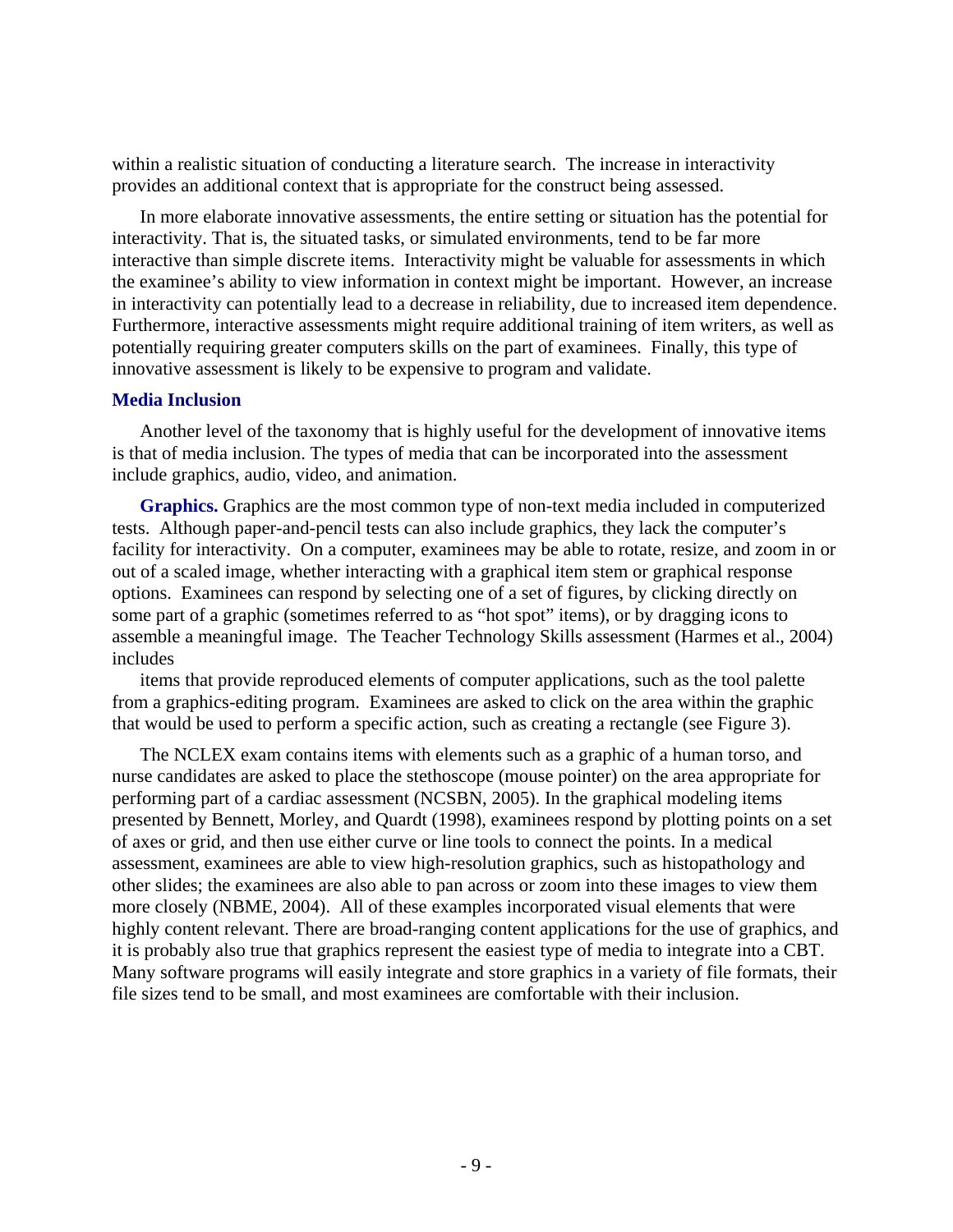within a realistic situation of conducting a literature search. The increase in interactivity provides an additional context that is appropriate for the construct being assessed.

In more elaborate innovative assessments, the entire setting or situation has the potential for interactivity. That is, the situated tasks, or simulated environments, tend to be far more interactive than simple discrete items. Interactivity might be valuable for assessments in which the examinee's ability to view information in context might be important. However, an increase in interactivity can potentially lead to a decrease in reliability, due to increased item dependence. Furthermore, interactive assessments might require additional training of item writers, as well as potentially requiring greater computers skills on the part of examinees. Finally, this type of innovative assessment is likely to be expensive to program and validate.

### Media Inclusion

Another level of the taxonomy that is highly useful for the development of innovative items is that of media inclusion. The types of media that can be incorporated into the assessment include graphics, audio, video, and animation.

**Graphics.** Graphics are the most common type of non-text media included in computerized tests. Although paper-and-pencil tests can also include graphics, they lack the computer's facility for interactivity. On a computer, examinees may be able to rotate, resize, and zoom in or out of a scaled image, whether interacting with a graphical item stem or graphical response options. Examinees can respond by selecting one of a set of figures, by clicking directly on some part of a graphic (sometimes referred to as "hot spot" items), or by dragging icons to assemble a meaningful image. The Teacher Technology Skills assessment (Harmes et al., 2004) includes

items that provide reproduced elements of computer applications, such as the tool palette from a graphics-editing program. Examinees are asked to click on the area within the graphic that would be used to perform a specific action, such as creating a rectangle (see Figure 3).

The NCLEX exam contains items with elements such as a graphic of a human torso, and nurse candidates are asked to place the stethoscope (mouse pointer) on the area appropriate for performing part of a cardiac assessment (NCSBN, 2005). In the graphical modeling items presented by Bennett, Morley, and Quardt (1998), examinees respond by plotting points on a set of axes or grid, and then use either curve or line tools to connect the points. In a medical assessment, examinees are able to view high-resolution graphics, such as histopathology and other slides; the examinees are also able to pan across or zoom into these images to view them more closely (NBME, 2004). All of these examples incorporated visual elements that were highly content relevant. There are broad-ranging content applications for the use of graphics, and it is probably also true that graphics represent the easiest type of media to integrate into a CBT. Many software programs will easily integrate and store graphics in a variety of file formats, their file sizes tend to be small, and most examinees are comfortable with their inclusion.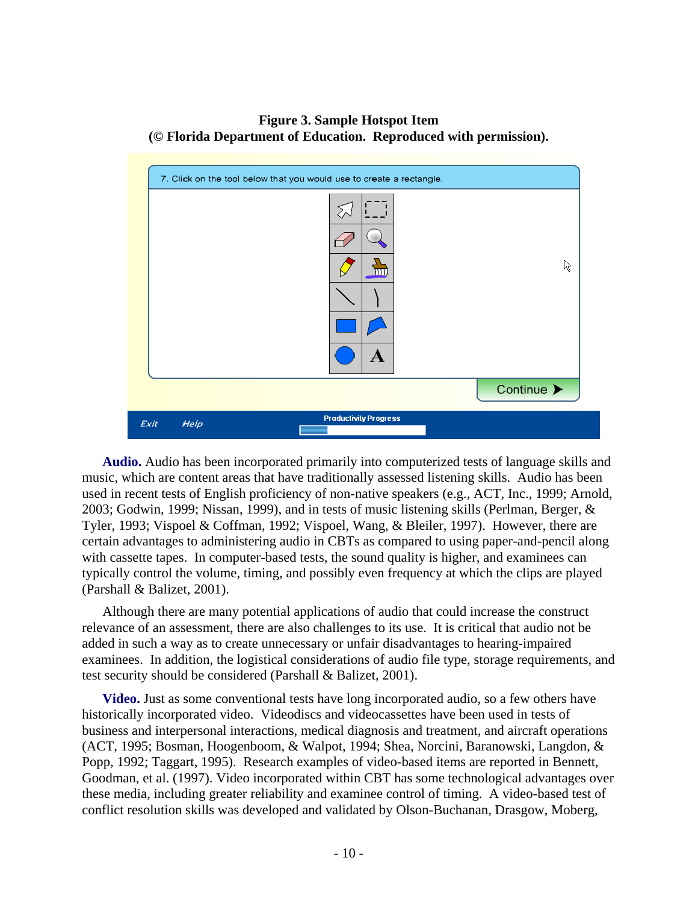**Figure 3. Sample Hotspot Item**
**(© Florida Department of Education. Reproduced with permission).**

**Audio.** Audio has been incorporated primarily into computerized tests of language skills and music, which are content areas that have traditionally assessed listening skills. Audio has been used in recent tests of English proficiency of non-native speakers (e.g., ACT, Inc., 1999; Arnold, 2003; Godwin, 1999; Nissan, 1999), and in tests of music listening skills (Perlman, Berger, & Tyler, 1993; Vispoel & Coffman, 1992; Vispoel, Wang, & Bleiler, 1997). However, there are certain advantages to administering audio in CBTs as compared to using paper-and-pencil along with cassette tapes. In computer-based tests, the sound quality is higher, and examinees can typically control the volume, timing, and possibly even frequency at which the clips are played (Parshall & Balizet, 2001).

Although there are many potential applications of audio that could increase the construct relevance of an assessment, there are also challenges to its use. It is critical that audio not be added in such a way as to create unnecessary or unfair disadvantages to hearing-impaired examinees. In addition, the logistical considerations of audio file type, storage requirements, and test security should be considered (Parshall & Balizet, 2001).

**Video.** Just as some conventional tests have long incorporated audio, so a few others have historically incorporated video. Videodiscs and videocassettes have been used in tests of business and interpersonal interactions, medical diagnosis and treatment, and aircraft operations (ACT, 1995; Bosman, Hoogenboom, & Walpot, 1994; Shea, Norcini, Baranowski, Langdon, & Popp, 1992; Taggart, 1995). Research examples of video-based items are reported in Bennett, Goodman, et al. (1997). Video incorporated within CBT has some technological advantages over these media, including greater reliability and examinee control of timing. A video-based test of conflict resolution skills was developed and validated by Olson-Buchanan, Drasgow, Moberg,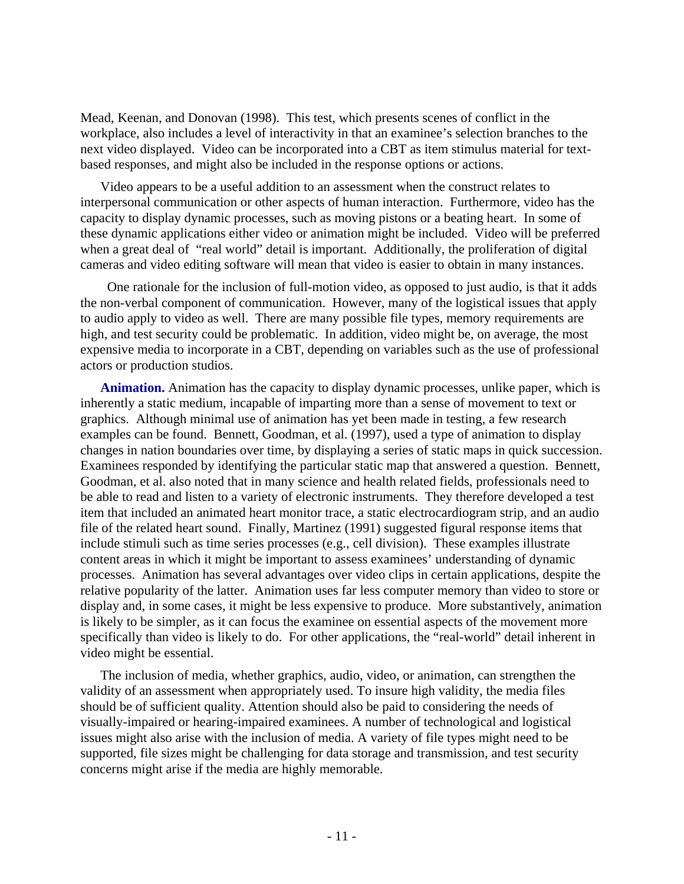Mead, Keenan, and Donovan (1998). This test, which presents scenes of conflict in the workplace, also includes a level of interactivity in that an examinee's selection branches to the next video displayed. Video can be incorporated into a CBT as item stimulus material for text-based responses, and might also be included in the response options or actions.

Video appears to be a useful addition to an assessment when the construct relates to interpersonal communication or other aspects of human interaction. Furthermore, video has the capacity to display dynamic processes, such as moving pistons or a beating heart. In some of these dynamic applications either video or animation might be included. Video will be preferred when a great deal of "real world" detail is important. Additionally, the proliferation of digital cameras and video editing software will mean that video is easier to obtain in many instances.

One rationale for the inclusion of full-motion video, as opposed to just audio, is that it adds the non-verbal component of communication. However, many of the logistical issues that apply to audio apply to video as well. There are many possible file types, memory requirements are high, and test security could be problematic. In addition, video might be, on average, the most expensive media to incorporate in a CBT, depending on variables such as the use of professional actors or production studios.

**Animation.** Animation has the capacity to display dynamic processes, unlike paper, which is inherently a static medium, incapable of imparting more than a sense of movement to text or graphics. Although minimal use of animation has yet been made in testing, a few research examples can be found. Bennett, Goodman, et al. (1997), used a type of animation to display changes in nation boundaries over time, by displaying a series of static maps in quick succession. Examinees responded by identifying the particular static map that answered a question. Bennett, Goodman, et al. also noted that in many science and health related fields, professionals need to be able to read and listen to a variety of electronic instruments. They therefore developed a test item that included an animated heart monitor trace, a static electrocardiogram strip, and an audio file of the related heart sound. Finally, Martinez (1991) suggested figural response items that include stimuli such as time series processes (e.g., cell division). These examples illustrate content areas in which it might be important to assess examinees' understanding of dynamic processes. Animation has several advantages over video clips in certain applications, despite the relative popularity of the latter. Animation uses far less computer memory than video to store or display and, in some cases, it might be less expensive to produce. More substantively, animation is likely to be simpler, as it can focus the examinee on essential aspects of the movement more specifically than video is likely to do. For other applications, the "real-world" detail inherent in video might be essential.

The inclusion of media, whether graphics, audio, video, or animation, can strengthen the validity of an assessment when appropriately used. To insure high validity, the media files should be of sufficient quality. Attention should also be paid to considering the needs of visually-impaired or hearing-impaired examinees. A number of technological and logistical issues might also arise with the inclusion of media. A variety of file types might need to be supported, file sizes might be challenging for data storage and transmission, and test security concerns might arise if the media are highly memorable.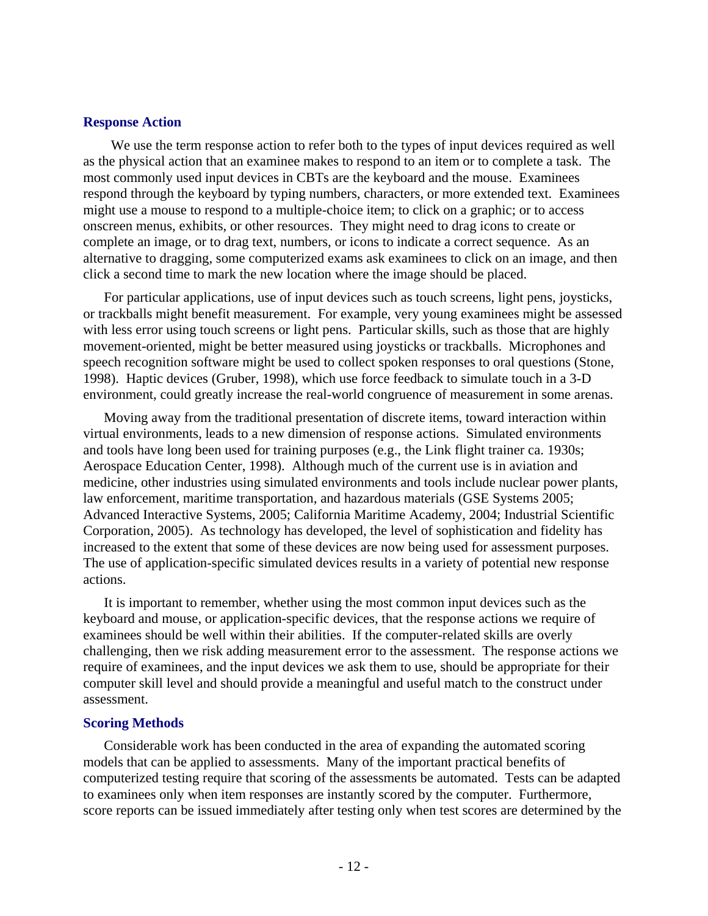### Response Action

We use the term response action to refer both to the types of input devices required as well as the physical action that an examinee makes to respond to an item or to complete a task. The most commonly used input devices in CBTs are the keyboard and the mouse. Examinees respond through the keyboard by typing numbers, characters, or more extended text. Examinees might use a mouse to respond to a multiple-choice item; to click on a graphic; or to access onscreen menus, exhibits, or other resources. They might need to drag icons to create or complete an image, or to drag text, numbers, or icons to indicate a correct sequence. As an alternative to dragging, some computerized exams ask examinees to click on an image, and then click a second time to mark the new location where the image should be placed.

For particular applications, use of input devices such as touch screens, light pens, joysticks, or trackballs might benefit measurement. For example, very young examinees might be assessed with less error using touch screens or light pens. Particular skills, such as those that are highly movement-oriented, might be better measured using joysticks or trackballs. Microphones and speech recognition software might be used to collect spoken responses to oral questions (Stone, 1998). Haptic devices (Gruber, 1998), which use force feedback to simulate touch in a 3-D environment, could greatly increase the real-world congruence of measurement in some arenas.

Moving away from the traditional presentation of discrete items, toward interaction within virtual environments, leads to a new dimension of response actions. Simulated environments and tools have long been used for training purposes (e.g., the Link flight trainer ca. 1930s; Aerospace Education Center, 1998). Although much of the current use is in aviation and medicine, other industries using simulated environments and tools include nuclear power plants, law enforcement, maritime transportation, and hazardous materials (GSE Systems 2005; Advanced Interactive Systems, 2005; California Maritime Academy, 2004; Industrial Scientific Corporation, 2005). As technology has developed, the level of sophistication and fidelity has increased to the extent that some of these devices are now being used for assessment purposes. The use of application-specific simulated devices results in a variety of potential new response actions.

It is important to remember, whether using the most common input devices such as the keyboard and mouse, or application-specific devices, that the response actions we require of examinees should be well within their abilities. If the computer-related skills are overly challenging, then we risk adding measurement error to the assessment. The response actions we require of examinees, and the input devices we ask them to use, should be appropriate for their computer skill level and should provide a meaningful and useful match to the construct under assessment.

### Scoring Methods

Considerable work has been conducted in the area of expanding the automated scoring models that can be applied to assessments. Many of the important practical benefits of computerized testing require that scoring of the assessments be automated. Tests can be adapted to examinees only when item responses are instantly scored by the computer. Furthermore, score reports can be issued immediately after testing only when test scores are determined by the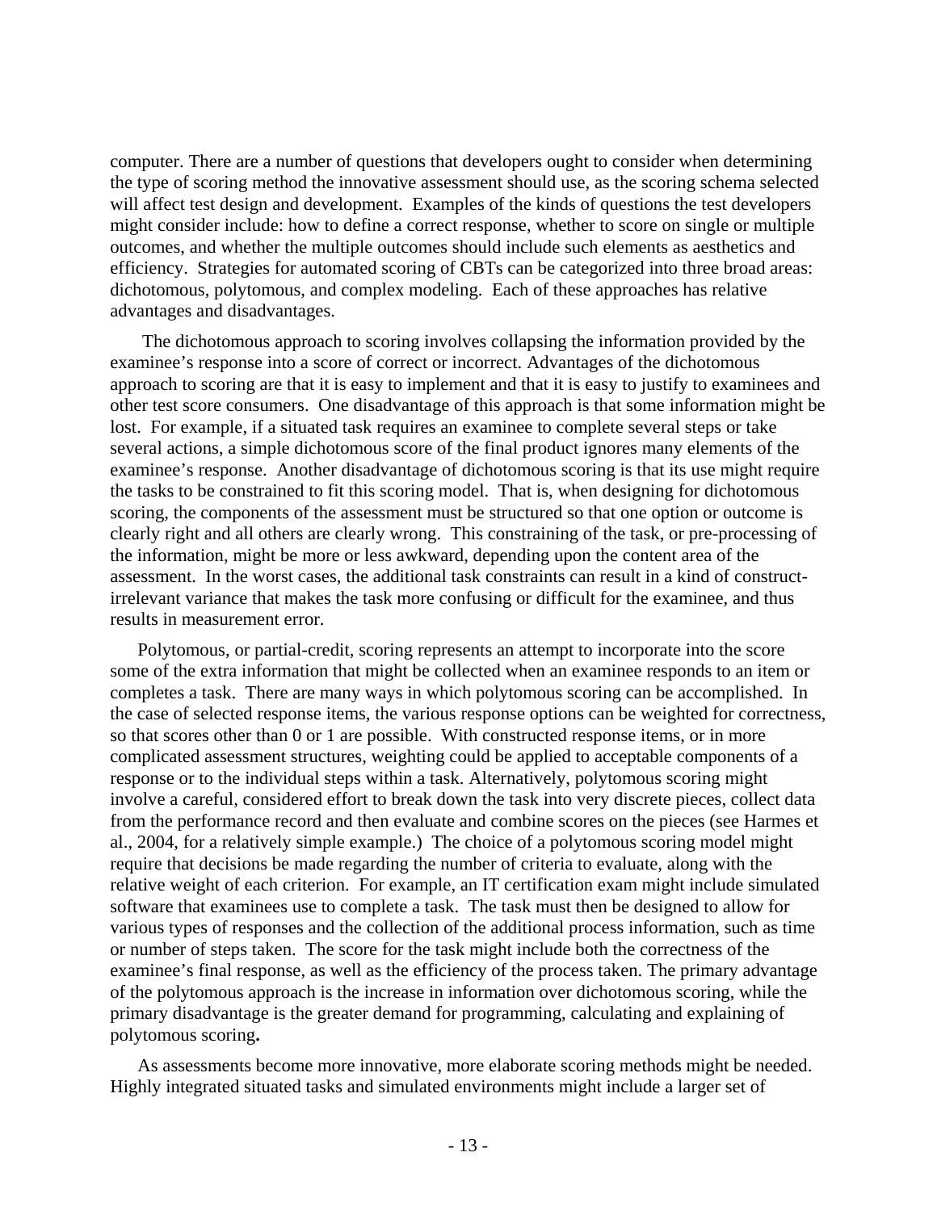computer. There are a number of questions that developers ought to consider when determining the type of scoring method the innovative assessment should use, as the scoring schema selected will affect test design and development. Examples of the kinds of questions the test developers might consider include: how to define a correct response, whether to score on single or multiple outcomes, and whether the multiple outcomes should include such elements as aesthetics and efficiency. Strategies for automated scoring of CBTs can be categorized into three broad areas: dichotomous, polytomous, and complex modeling. Each of these approaches has relative advantages and disadvantages.

The dichotomous approach to scoring involves collapsing the information provided by the examinee's response into a score of correct or incorrect. Advantages of the dichotomous approach to scoring are that it is easy to implement and that it is easy to justify to examinees and other test score consumers. One disadvantage of this approach is that some information might be lost. For example, if a situated task requires an examinee to complete several steps or take several actions, a simple dichotomous score of the final product ignores many elements of the examinee's response. Another disadvantage of dichotomous scoring is that its use might require the tasks to be constrained to fit this scoring model. That is, when designing for dichotomous scoring, the components of the assessment must be structured so that one option or outcome is clearly right and all others are clearly wrong. This constraining of the task, or pre-processing of the information, might be more or less awkward, depending upon the content area of the assessment. In the worst cases, the additional task constraints can result in a kind of construct-irrelevant variance that makes the task more confusing or difficult for the examinee, and thus results in measurement error.

Polytomous, or partial-credit, scoring represents an attempt to incorporate into the score some of the extra information that might be collected when an examinee responds to an item or completes a task. There are many ways in which polytomous scoring can be accomplished. In the case of selected response items, the various response options can be weighted for correctness, so that scores other than 0 or 1 are possible. With constructed response items, or in more complicated assessment structures, weighting could be applied to acceptable components of a response or to the individual steps within a task. Alternatively, polytomous scoring might involve a careful, considered effort to break down the task into very discrete pieces, collect data from the performance record and then evaluate and combine scores on the pieces (see Harmes et al., 2004, for a relatively simple example.) The choice of a polytomous scoring model might require that decisions be made regarding the number of criteria to evaluate, along with the relative weight of each criterion. For example, an IT certification exam might include simulated software that examinees use to complete a task. The task must then be designed to allow for various types of responses and the collection of the additional process information, such as time or number of steps taken. The score for the task might include both the correctness of the examinee's final response, as well as the efficiency of the process taken. The primary advantage of the polytomous approach is the increase in information over dichotomous scoring, while the primary disadvantage is the greater demand for programming, calculating and explaining of polytomous scoring.

As assessments become more innovative, more elaborate scoring methods might be needed. Highly integrated situated tasks and simulated environments might include a larger set of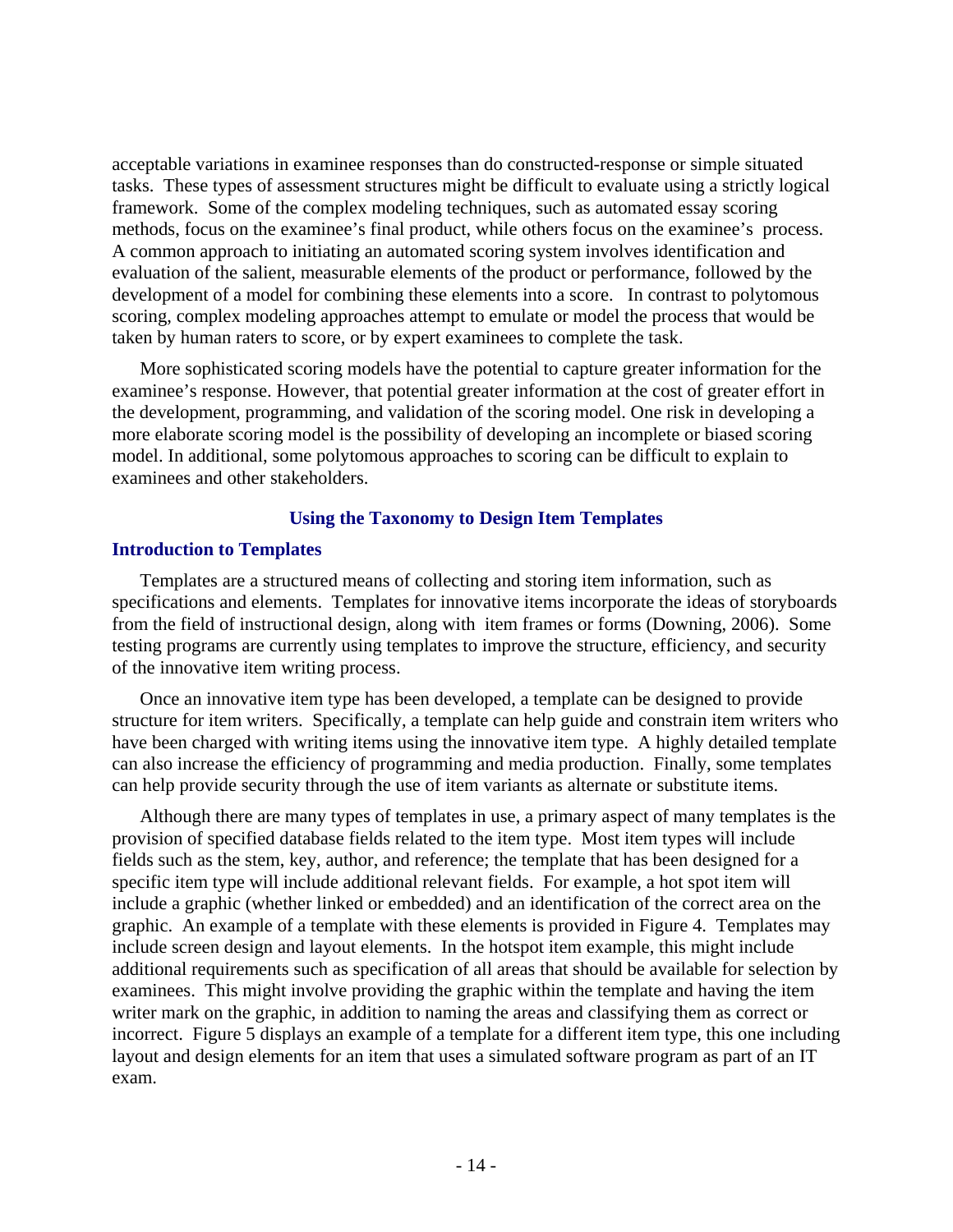acceptable variations in examinee responses than do constructed-response or simple situated tasks. These types of assessment structures might be difficult to evaluate using a strictly logical framework. Some of the complex modeling techniques, such as automated essay scoring methods, focus on the examinee's final product, while others focus on the examinee's process. A common approach to initiating an automated scoring system involves identification and evaluation of the salient, measurable elements of the product or performance, followed by the development of a model for combining these elements into a score. In contrast to polytomous scoring, complex modeling approaches attempt to emulate or model the process that would be taken by human raters to score, or by expert examinees to complete the task.

More sophisticated scoring models have the potential to capture greater information for the examinee's response. However, that potential greater information at the cost of greater effort in the development, programming, and validation of the scoring model. One risk in developing a more elaborate scoring model is the possibility of developing an incomplete or biased scoring model. In additional, some polytomous approaches to scoring can be difficult to explain to examinees and other stakeholders.

## Using the Taxonomy to Design Item Templates

### Introduction to Templates

Templates are a structured means of collecting and storing item information, such as specifications and elements. Templates for innovative items incorporate the ideas of storyboards from the field of instructional design, along with item frames or forms (Downing, 2006). Some testing programs are currently using templates to improve the structure, efficiency, and security of the innovative item writing process.

Once an innovative item type has been developed, a template can be designed to provide structure for item writers. Specifically, a template can help guide and constrain item writers who have been charged with writing items using the innovative item type. A highly detailed template can also increase the efficiency of programming and media production. Finally, some templates can help provide security through the use of item variants as alternate or substitute items.

Although there are many types of templates in use, a primary aspect of many templates is the provision of specified database fields related to the item type. Most item types will include fields such as the stem, key, author, and reference; the template that has been designed for a specific item type will include additional relevant fields. For example, a hot spot item will include a graphic (whether linked or embedded) and an identification of the correct area on the graphic. An example of a template with these elements is provided in Figure 4. Templates may include screen design and layout elements. In the hotspot item example, this might include additional requirements such as specification of all areas that should be available for selection by examinees. This might involve providing the graphic within the template and having the item writer mark on the graphic, in addition to naming the areas and classifying them as correct or incorrect. Figure 5 displays an example of a template for a different item type, this one including layout and design elements for an item that uses a simulated software program as part of an IT exam.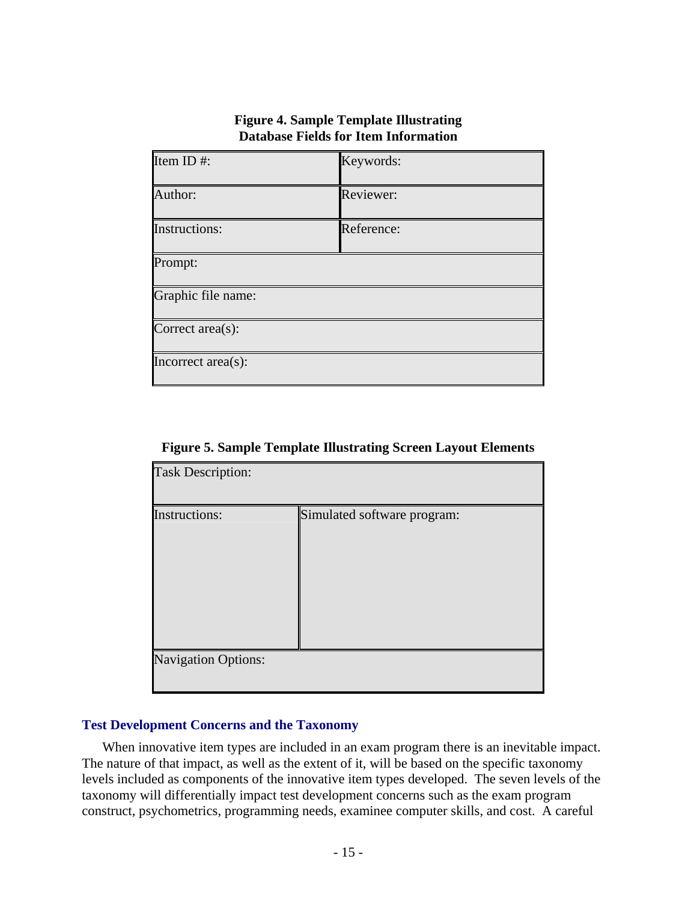**Figure 4. Sample Template Illustrating Database Fields for Item Information**

| Item ID #: | Keywords: |
|---|---|
| Author: | Reviewer: |
| Instructions: | Reference: |
| Prompt: | |
| Graphic file name: | |
| Correct area(s): | |
| Incorrect area(s): | |

**Figure 5. Sample Template Illustrating Screen Layout Elements**

| Task Description: | |
|---|---|
| Instructions: | Simulated software program: |
| Navigation Options: | |

## Test Development Concerns and the Taxonomy

When innovative item types are included in an exam program there is an inevitable impact. The nature of that impact, as well as the extent of it, will be based on the specific taxonomy levels included as components of the innovative item types developed. The seven levels of the taxonomy will differentially impact test development concerns such as the exam program construct, psychometrics, programming needs, examinee computer skills, and cost. A careful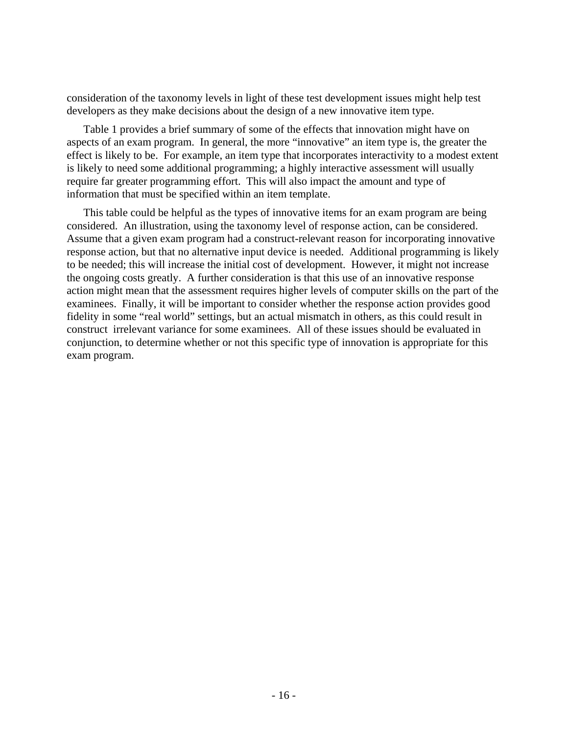consideration of the taxonomy levels in light of these test development issues might help test developers as they make decisions about the design of a new innovative item type.

Table 1 provides a brief summary of some of the effects that innovation might have on aspects of an exam program. In general, the more "innovative" an item type is, the greater the effect is likely to be. For example, an item type that incorporates interactivity to a modest extent is likely to need some additional programming; a highly interactive assessment will usually require far greater programming effort. This will also impact the amount and type of information that must be specified within an item template.

This table could be helpful as the types of innovative items for an exam program are being considered. An illustration, using the taxonomy level of response action, can be considered. Assume that a given exam program had a construct-relevant reason for incorporating innovative response action, but that no alternative input device is needed. Additional programming is likely to be needed; this will increase the initial cost of development. However, it might not increase the ongoing costs greatly. A further consideration is that this use of an innovative response action might mean that the assessment requires higher levels of computer skills on the part of the examinees. Finally, it will be important to consider whether the response action provides good fidelity in some "real world" settings, but an actual mismatch in others, as this could result in construct irrelevant variance for some examinees. All of these issues should be evaluated in conjunction, to determine whether or not this specific type of innovation is appropriate for this exam program.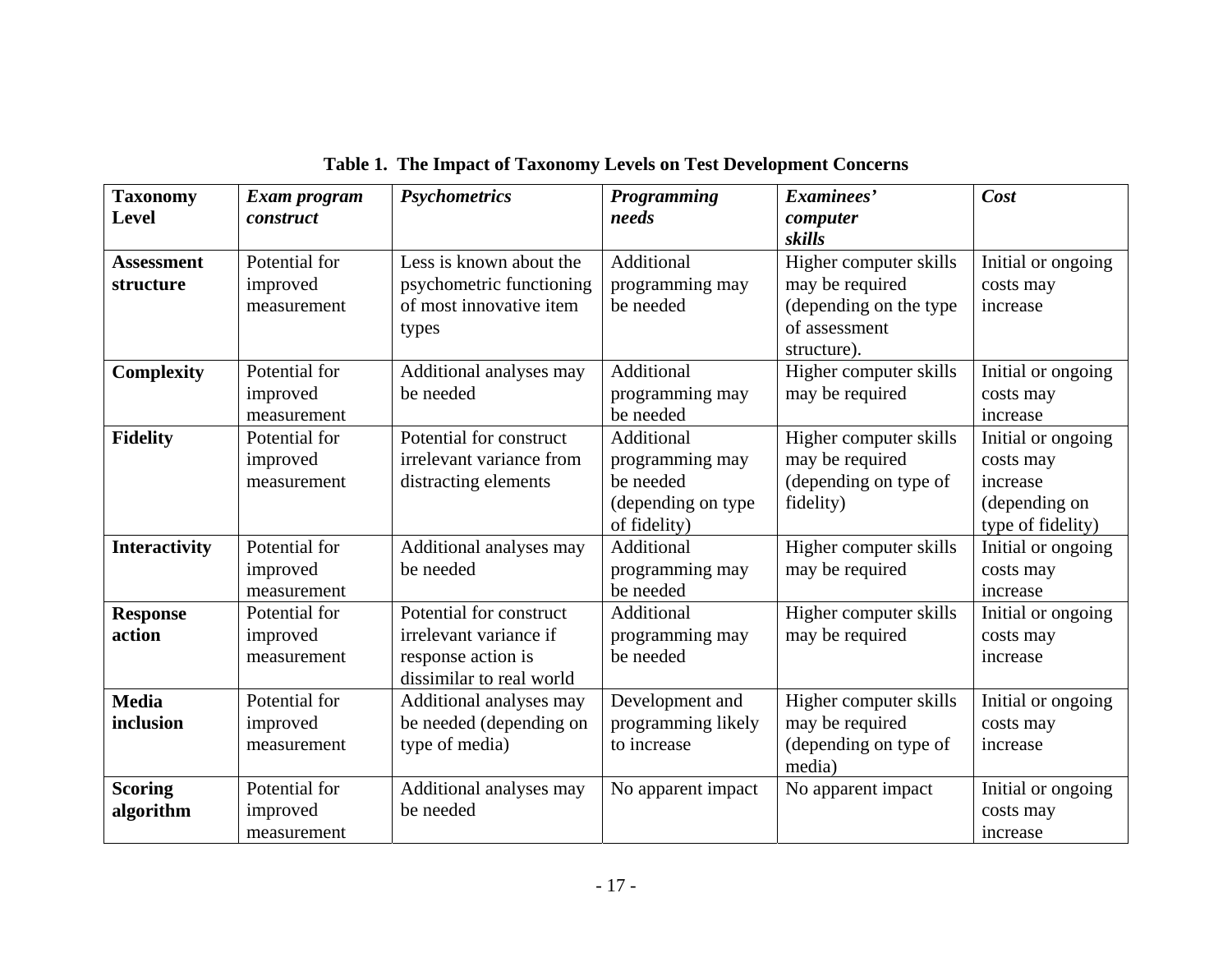**Table 1. The Impact of Taxonomy Levels on Test Development Concerns**

| **Taxonomy Level** | ***Exam program construct*** | ***Psychometrics*** | ***Programming needs*** | ***Examinees' computer skills*** | ***Cost*** |
|---|---|---|---|---|---|
| **Assessment structure** | Potential for improved measurement | Less is known about the psychometric functioning of most innovative item types | Additional programming may be needed | Higher computer skills may be required (depending on the type of assessment structure). | Initial or ongoing costs may increase |
| **Complexity** | Potential for improved measurement | Additional analyses may be needed | Additional programming may be needed | Higher computer skills may be required | Initial or ongoing costs may increase |
| **Fidelity** | Potential for improved measurement | Potential for construct irrelevant variance from distracting elements | Additional programming may be needed (depending on type of fidelity) | Higher computer skills may be required (depending on type of fidelity) | Initial or ongoing costs may increase (depending on type of fidelity) |
| **Interactivity** | Potential for improved measurement | Additional analyses may be needed | Additional programming may be needed | Higher computer skills may be required | Initial or ongoing costs may increase |
| **Response action** | Potential for improved measurement | Potential for construct irrelevant variance if response action is dissimilar to real world | Additional programming may be needed | Higher computer skills may be required | Initial or ongoing costs may increase |
| **Media inclusion** | Potential for improved measurement | Additional analyses may be needed (depending on type of media) | Development and programming likely to increase | Higher computer skills may be required (depending on type of media) | Initial or ongoing costs may increase |
| **Scoring algorithm** | Potential for improved measurement | Additional analyses may be needed | No apparent impact | No apparent impact | Initial or ongoing costs may increase |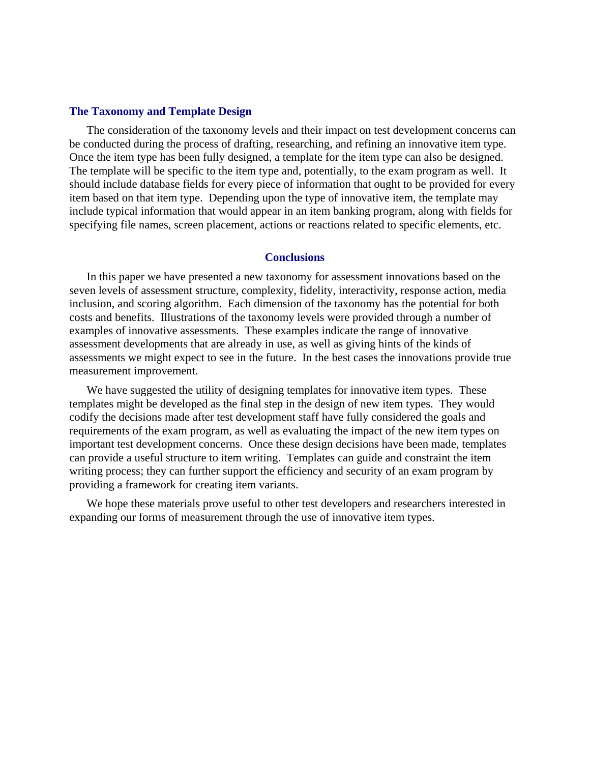### The Taxonomy and Template Design

The consideration of the taxonomy levels and their impact on test development concerns can be conducted during the process of drafting, researching, and refining an innovative item type. Once the item type has been fully designed, a template for the item type can also be designed. The template will be specific to the item type and, potentially, to the exam program as well. It should include database fields for every piece of information that ought to be provided for every item based on that item type. Depending upon the type of innovative item, the template may include typical information that would appear in an item banking program, along with fields for specifying file names, screen placement, actions or reactions related to specific elements, etc.

## Conclusions

In this paper we have presented a new taxonomy for assessment innovations based on the seven levels of assessment structure, complexity, fidelity, interactivity, response action, media inclusion, and scoring algorithm. Each dimension of the taxonomy has the potential for both costs and benefits. Illustrations of the taxonomy levels were provided through a number of examples of innovative assessments. These examples indicate the range of innovative assessment developments that are already in use, as well as giving hints of the kinds of assessments we might expect to see in the future. In the best cases the innovations provide true measurement improvement.

We have suggested the utility of designing templates for innovative item types. These templates might be developed as the final step in the design of new item types. They would codify the decisions made after test development staff have fully considered the goals and requirements of the exam program, as well as evaluating the impact of the new item types on important test development concerns. Once these design decisions have been made, templates can provide a useful structure to item writing. Templates can guide and constraint the item writing process; they can further support the efficiency and security of an exam program by providing a framework for creating item variants.

We hope these materials prove useful to other test developers and researchers interested in expanding our forms of measurement through the use of innovative item types.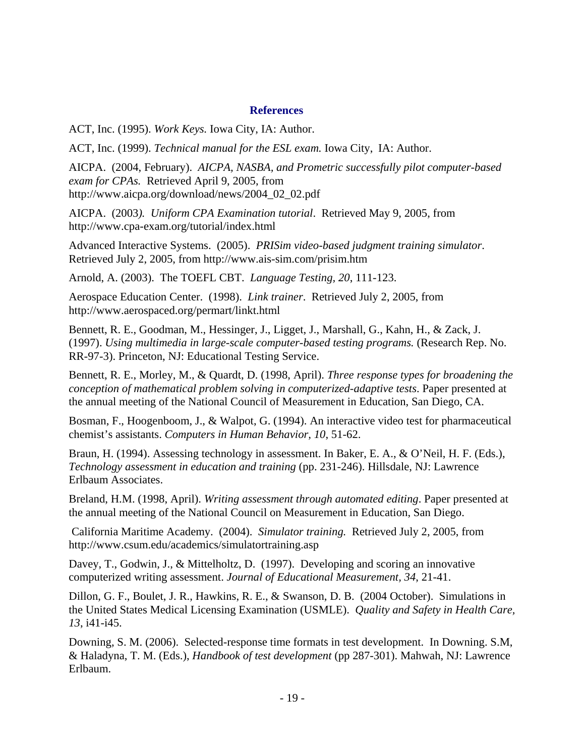## References

ACT, Inc. (1995). *Work Keys.* Iowa City, IA: Author.

ACT, Inc. (1999). *Technical manual for the ESL exam.* Iowa City, IA: Author.

AICPA. (2004, February). *AICPA, NASBA, and Prometric successfully pilot computer-based exam for CPAs.* Retrieved April 9, 2005, from http://www.aicpa.org/download/news/2004_02_02.pdf

AICPA. (2003). *Uniform CPA Examination tutorial*. Retrieved May 9, 2005, from http://www.cpa-exam.org/tutorial/index.html

Advanced Interactive Systems. (2005). *PRISim video-based judgment training simulator*. Retrieved July 2, 2005, from http://www.ais-sim.com/prisim.htm

Arnold, A. (2003). The TOEFL CBT. *Language Testing, 20*, 111-123.

Aerospace Education Center. (1998). *Link trainer*. Retrieved July 2, 2005, from http://www.aerospaced.org/permart/linkt.html

Bennett, R. E., Goodman, M., Hessinger, J., Ligget, J., Marshall, G., Kahn, H., & Zack, J. (1997). *Using multimedia in large-scale computer-based testing programs.* (Research Rep. No. RR-97-3). Princeton, NJ: Educational Testing Service.

Bennett, R. E., Morley, M., & Quardt, D. (1998, April). *Three response types for broadening the conception of mathematical problem solving in computerized-adaptive tests*. Paper presented at the annual meeting of the National Council of Measurement in Education, San Diego, CA.

Bosman, F., Hoogenboom, J., & Walpot, G. (1994). An interactive video test for pharmaceutical chemist's assistants. *Computers in Human Behavior, 10*, 51-62.

Braun, H. (1994). Assessing technology in assessment. In Baker, E. A., & O'Neil, H. F. (Eds.), *Technology assessment in education and training* (pp. 231-246). Hillsdale, NJ: Lawrence Erlbaum Associates.

Breland, H.M. (1998, April). *Writing assessment through automated editing*. Paper presented at the annual meeting of the National Council on Measurement in Education, San Diego.

California Maritime Academy. (2004). *Simulator training.* Retrieved July 2, 2005, from http://www.csum.edu/academics/simulatortraining.asp

Davey, T., Godwin, J., & Mittelholtz, D. (1997). Developing and scoring an innovative computerized writing assessment. *Journal of Educational Measurement, 34*, 21-41.

Dillon, G. F., Boulet, J. R., Hawkins, R. E., & Swanson, D. B. (2004 October). Simulations in the United States Medical Licensing Examination (USMLE). *Quality and Safety in Health Care, 13*, i41-i45.

Downing, S. M. (2006). Selected-response time formats in test development. In Downing. S.M, & Haladyna, T. M. (Eds.), *Handbook of test development* (pp 287-301). Mahwah, NJ: Lawrence Erlbaum.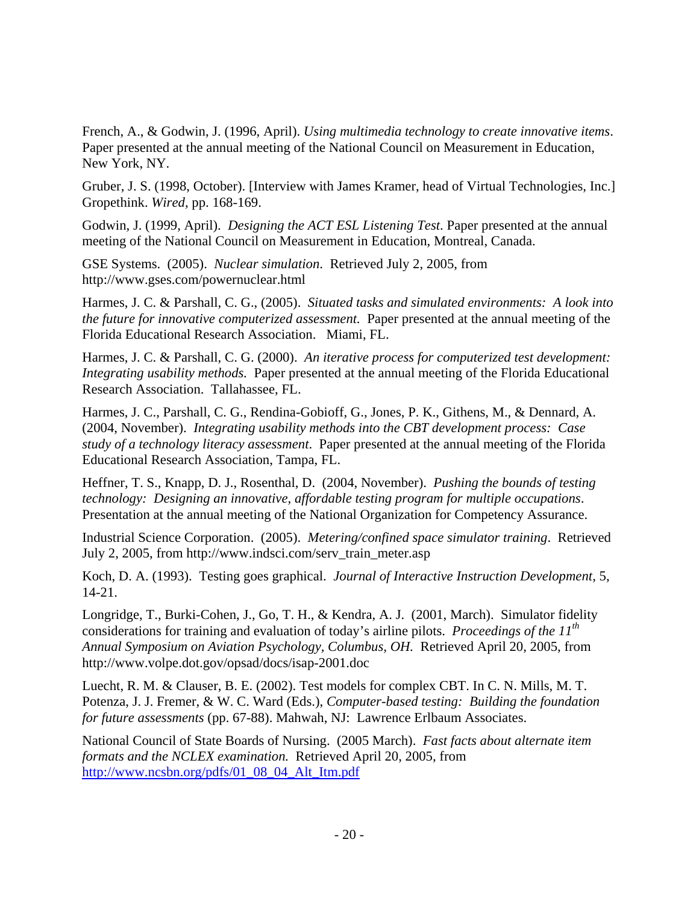French, A., & Godwin, J. (1996, April). *Using multimedia technology to create innovative items*. Paper presented at the annual meeting of the National Council on Measurement in Education, New York, NY.

Gruber, J. S. (1998, October). [Interview with James Kramer, head of Virtual Technologies, Inc.] Gropethink. *Wired*, pp. 168-169.

Godwin, J. (1999, April). *Designing the ACT ESL Listening Test.* Paper presented at the annual meeting of the National Council on Measurement in Education, Montreal, Canada.

GSE Systems. (2005). *Nuclear simulation.* Retrieved July 2, 2005, from http://www.gses.com/powernuclear.html

Harmes, J. C. & Parshall, C. G., (2005). *Situated tasks and simulated environments: A look into the future for innovative computerized assessment.* Paper presented at the annual meeting of the Florida Educational Research Association. Miami, FL.

Harmes, J. C. & Parshall, C. G. (2000). *An iterative process for computerized test development: Integrating usability methods.* Paper presented at the annual meeting of the Florida Educational Research Association. Tallahassee, FL.

Harmes, J. C., Parshall, C. G., Rendina-Gobioff, G., Jones, P. K., Githens, M., & Dennard, A. (2004, November). *Integrating usability methods into the CBT development process: Case study of a technology literacy assessment*. Paper presented at the annual meeting of the Florida Educational Research Association, Tampa, FL.

Heffner, T. S., Knapp, D. J., Rosenthal, D. (2004, November). *Pushing the bounds of testing technology: Designing an innovative, affordable testing program for multiple occupations*. Presentation at the annual meeting of the National Organization for Competency Assurance.

Industrial Science Corporation. (2005). *Metering/confined space simulator training*. Retrieved July 2, 2005, from http://www.indsci.com/serv_train_meter.asp

Koch, D. A. (1993). Testing goes graphical. *Journal of Interactive Instruction Development*, 5, 14-21.

Longridge, T., Burki-Cohen, J., Go, T. H., & Kendra, A. J. (2001, March). Simulator fidelity considerations for training and evaluation of today's airline pilots. *Proceedings of the 11th Annual Symposium on Aviation Psychology, Columbus, OH.* Retrieved April 20, 2005, from http://www.volpe.dot.gov/opsad/docs/isap-2001.doc

Luecht, R. M. & Clauser, B. E. (2002). Test models for complex CBT. In C. N. Mills, M. T. Potenza, J. J. Fremer, & W. C. Ward (Eds.), *Computer-based testing: Building the foundation for future assessments* (pp. 67-88). Mahwah, NJ: Lawrence Erlbaum Associates.

National Council of State Boards of Nursing. (2005 March). *Fast facts about alternate item formats and the NCLEX examination.* Retrieved April 20, 2005, from http://www.ncsbn.org/pdfs/01_08_04_Alt_Itm.pdf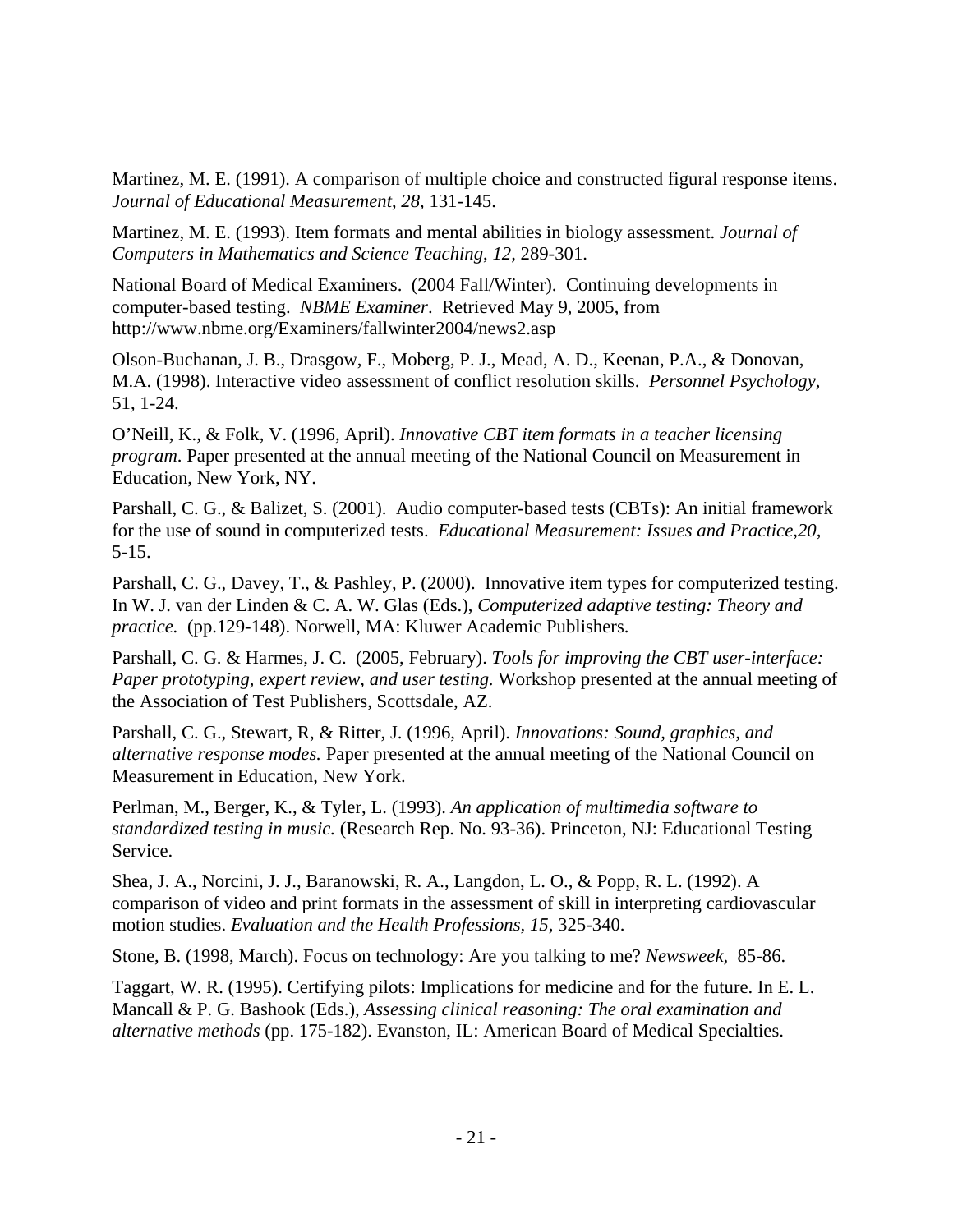Martinez, M. E. (1991). A comparison of multiple choice and constructed figural response items. *Journal of Educational Measurement*, *28*, 131-145.

Martinez, M. E. (1993). Item formats and mental abilities in biology assessment. *Journal of Computers in Mathematics and Science Teaching*, *12,* 289-301.

National Board of Medical Examiners. (2004 Fall/Winter). Continuing developments in computer-based testing. *NBME Examiner*. Retrieved May 9, 2005, from http://www.nbme.org/Examiners/fallwinter2004/news2.asp

Olson-Buchanan, J. B., Drasgow, F., Moberg, P. J., Mead, A. D., Keenan, P.A., & Donovan, M.A. (1998). Interactive video assessment of conflict resolution skills. *Personnel Psychology*, 51, 1-24.

O'Neill, K., & Folk, V. (1996, April). *Innovative CBT item formats in a teacher licensing program*. Paper presented at the annual meeting of the National Council on Measurement in Education, New York, NY.

Parshall, C. G., & Balizet, S. (2001). Audio computer-based tests (CBTs): An initial framework for the use of sound in computerized tests. *Educational Measurement: Issues and Practice,20,* 5-15.

Parshall, C. G., Davey, T., & Pashley, P. (2000). Innovative item types for computerized testing. In W. J. van der Linden & C. A. W. Glas (Eds.), *Computerized adaptive testing: Theory and practice.* (pp.129-148). Norwell, MA: Kluwer Academic Publishers.

Parshall, C. G. & Harmes, J. C. (2005, February). *Tools for improving the CBT user-interface: Paper prototyping, expert review, and user testing.* Workshop presented at the annual meeting of the Association of Test Publishers, Scottsdale, AZ.

Parshall, C. G., Stewart, R, & Ritter, J. (1996, April). *Innovations: Sound, graphics, and alternative response modes.* Paper presented at the annual meeting of the National Council on Measurement in Education, New York.

Perlman, M., Berger, K., & Tyler, L. (1993). *An application of multimedia software to standardized testing in music.* (Research Rep. No. 93-36). Princeton, NJ: Educational Testing Service.

Shea, J. A., Norcini, J. J., Baranowski, R. A., Langdon, L. O., & Popp, R. L. (1992). A comparison of video and print formats in the assessment of skill in interpreting cardiovascular motion studies. *Evaluation and the Health Professions*, *15*, 325-340.

Stone, B. (1998, March). Focus on technology: Are you talking to me? *Newsweek*, 85-86.

Taggart, W. R. (1995). Certifying pilots: Implications for medicine and for the future. In E. L. Mancall & P. G. Bashook (Eds.), *Assessing clinical reasoning: The oral examination and alternative methods* (pp. 175-182). Evanston, IL: American Board of Medical Specialties.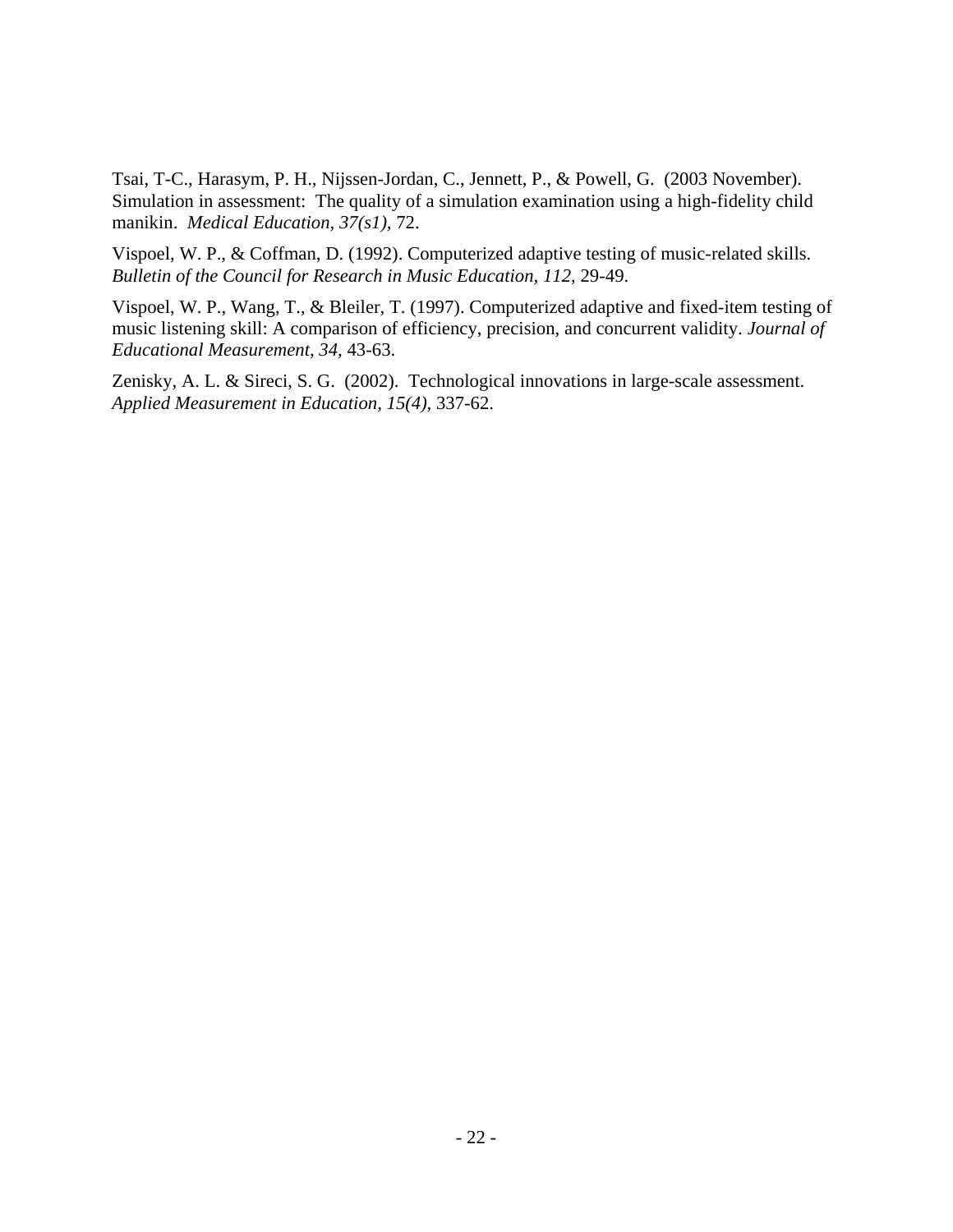Tsai, T-C., Harasym, P. H., Nijssen-Jordan, C., Jennett, P., & Powell, G. (2003 November). Simulation in assessment: The quality of a simulation examination using a high-fidelity child manikin. *Medical Education, 37(s1)*, 72.

Vispoel, W. P., & Coffman, D. (1992). Computerized adaptive testing of music-related skills. *Bulletin of the Council for Research in Music Education, 112,* 29-49.

Vispoel, W. P., Wang, T., & Bleiler, T. (1997). Computerized adaptive and fixed-item testing of music listening skill: A comparison of efficiency, precision, and concurrent validity. *Journal of Educational Measurement, 34,* 43-63.

Zenisky, A. L. & Sireci, S. G. (2002). Technological innovations in large-scale assessment. *Applied Measurement in Education, 15(4),* 337-62.